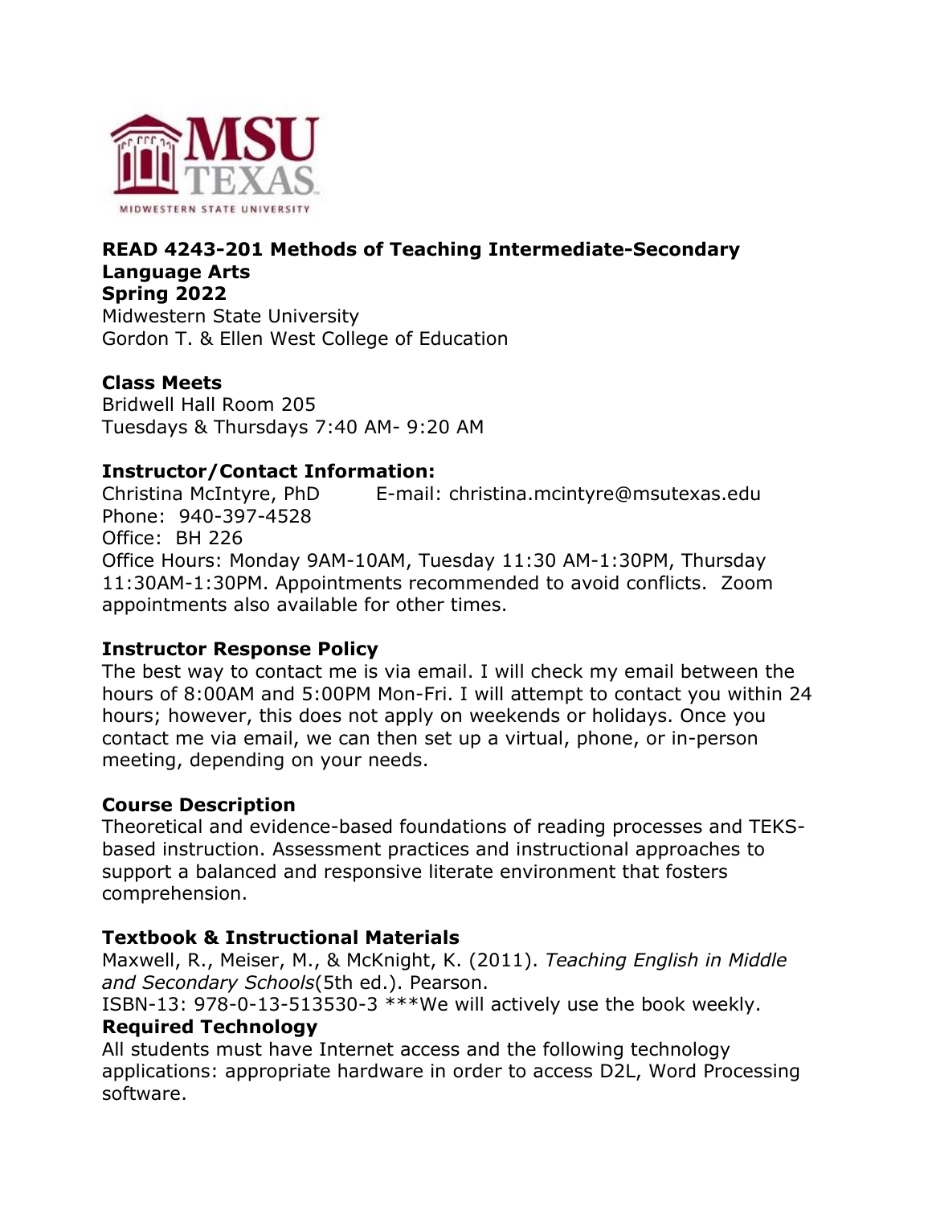**READ 4243-201 Methods of Teaching Intermediate-Secondary Language Arts**
**Spring 2022**
Midwestern State University
Gordon T. & Ellen West College of Education

**Class Meets**
Bridwell Hall Room 205
Tuesdays & Thursdays 7:40 AM- 9:20 AM

**Instructor/Contact Information:**
Christina McIntyre, PhD E-mail: christina.mcintyre@msutexas.edu
Phone: 940-397-4528
Office: BH 226
Office Hours: Monday 9AM-10AM, Tuesday 11:30 AM-1:30PM, Thursday 11:30AM-1:30PM. Appointments recommended to avoid conflicts. Zoom appointments also available for other times.

**Instructor Response Policy**
The best way to contact me is via email. I will check my email between the hours of 8:00AM and 5:00PM Mon-Fri. I will attempt to contact you within 24 hours; however, this does not apply on weekends or holidays. Once you contact me via email, we can then set up a virtual, phone, or in-person meeting, depending on your needs.

**Course Description**
Theoretical and evidence-based foundations of reading processes and TEKS-based instruction. Assessment practices and instructional approaches to support a balanced and responsive literate environment that fosters comprehension.

**Textbook & Instructional Materials**
Maxwell, R., Meiser, M., & McKnight, K. (2011). *Teaching English in Middle and Secondary Schools*(5th ed.). Pearson.
ISBN-13: 978-0-13-513530-3 ***We will actively use the book weekly.

**Required Technology**
All students must have Internet access and the following technology applications: appropriate hardware in order to access D2L, Word Processing software.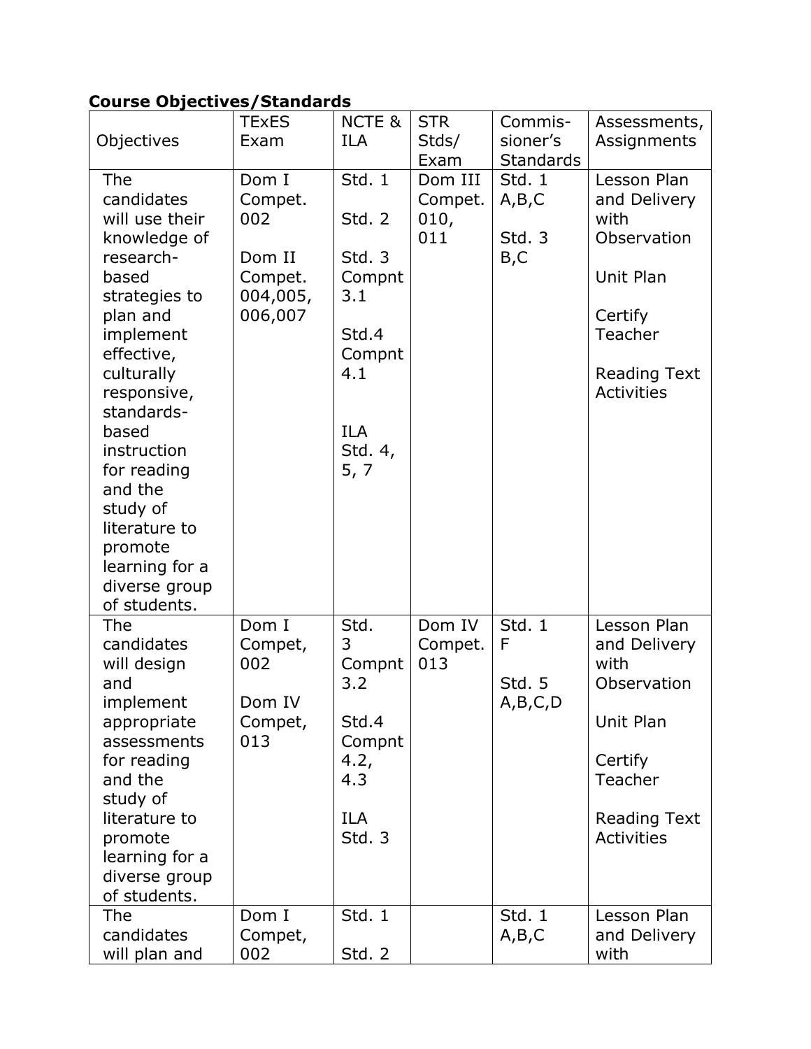**Course Objectives/Standards**

| Objectives | TExES Exam | NCTE & ILA | STR Stds/ Exam | Commis-sioner's Standards | Assessments, Assignments |
|---|---|---|---|---|---|
| The candidates will use their knowledge of research-based strategies to plan and implement effective, culturally responsive, standards-based instruction for reading and the study of literature to promote learning for a diverse group of students. | Dom I Compet. 002<br><br>Dom II Compet. 004,005, 006,007 | Std. 1<br><br>Std. 2<br><br>Std. 3 Compnt 3.1<br><br>Std.4 Compnt 4.1<br><br>ILA Std. 4, 5, 7 | Dom III Compet. 010, 011 | Std. 1 A,B,C<br><br>Std. 3 B,C | Lesson Plan and Delivery with Observation<br><br>Unit Plan<br><br>Certify Teacher<br><br>Reading Text Activities |
| The candidates will design and implement appropriate assessments for reading and the study of literature to promote learning for a diverse group of students. | Dom I Compet, 002<br><br>Dom IV Compet, 013 | Std. 3 Compnt 3.2<br><br>Std.4 Compnt 4.2, 4.3<br><br>ILA Std. 3 | Dom IV Compet. 013 | Std. 1 F<br><br>Std. 5 A,B,C,D | Lesson Plan and Delivery with Observation<br><br>Unit Plan<br><br>Certify Teacher<br><br>Reading Text Activities |
| The candidates will plan and | Dom I Compet, 002 | Std. 1<br><br>Std. 2 | | Std. 1 A,B,C | Lesson Plan and Delivery with |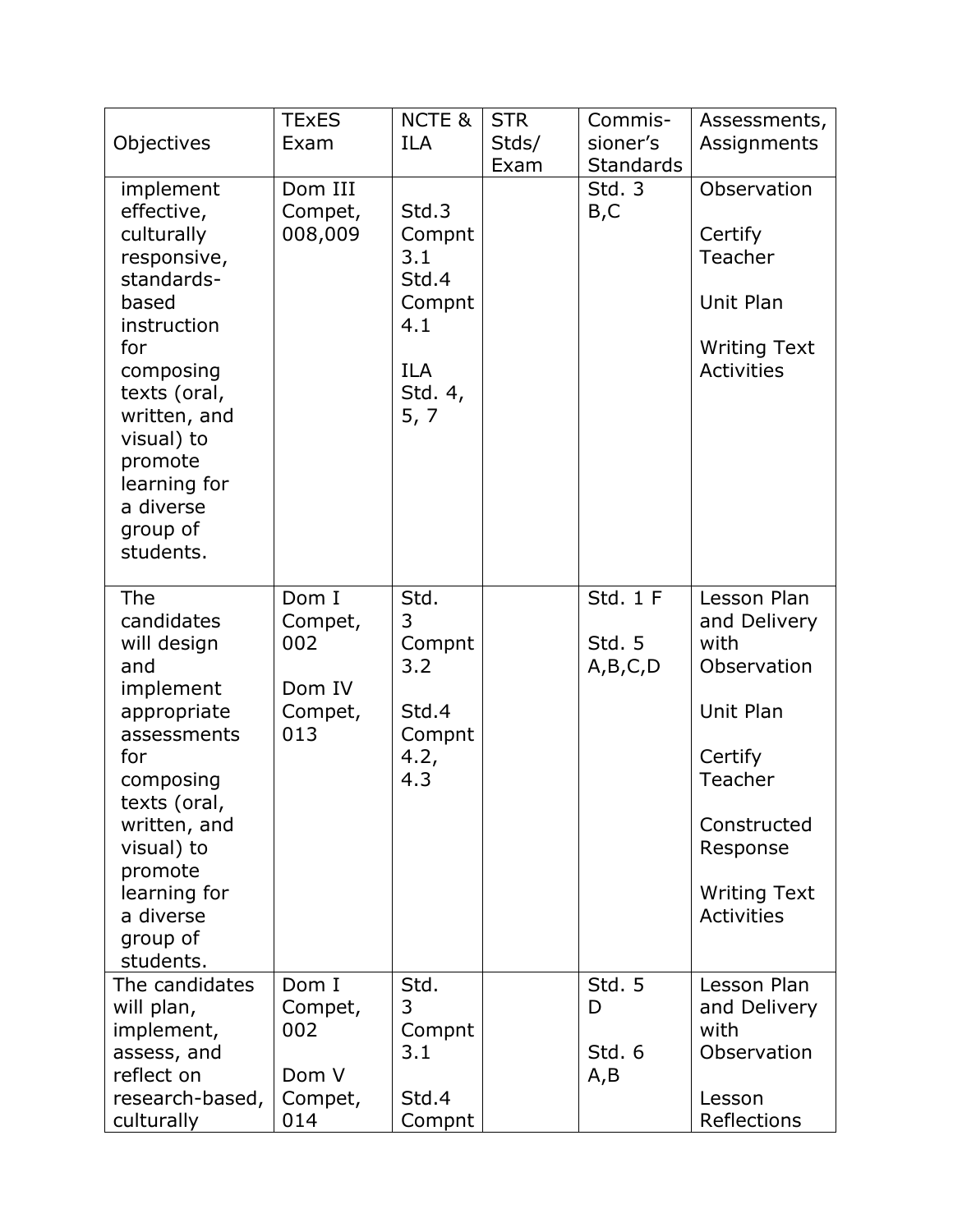| Objectives | TExES Exam | NCTE & ILA | STR Stds/ Exam | Commis-sioner's Standards | Assessments, Assignments |
|---|---|---|---|---|---|
| implement effective, culturally responsive, standards-based instruction for composing texts (oral, written, and visual) to promote learning for a diverse group of students. | Dom III Compet, 008,009 | Std.3 Compnt 3.1 Std.4 Compnt 4.1<br><br>ILA Std. 4, 5, 7 | | Std. 3 B,C | Observation<br><br>Certify Teacher<br><br>Unit Plan<br><br>Writing Text Activities |
| The candidates will design and implement appropriate assessments for composing texts (oral, written, and visual) to promote learning for a diverse group of students. | Dom I Compet, 002<br><br>Dom IV Compet, 013 | Std. 3 Compnt 3.2<br><br>Std.4 Compnt 4.2, 4.3 | | Std. 1 F<br><br>Std. 5 A,B,C,D | Lesson Plan and Delivery with Observation<br><br>Unit Plan<br><br>Certify Teacher<br><br>Constructed Response<br><br>Writing Text Activities |
| The candidates will plan, implement, assess, and reflect on research-based, culturally | Dom I Compet, 002<br><br>Dom V Compet, 014 | Std. 3 Compnt 3.1<br><br>Std.4 Compnt | | Std. 5 D<br><br>Std. 6 A,B | Lesson Plan and Delivery with Observation<br><br>Lesson Reflections |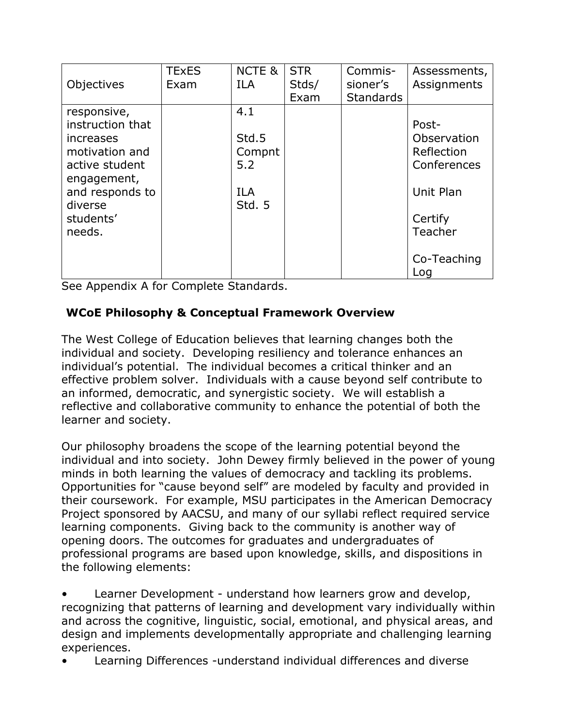| Objectives | TExES Exam | NCTE & ILA | STR Stds/ Exam | Commis-sioner's Standards | Assessments, Assignments |
|---|---|---|---|---|---|
| responsive, instruction that increases motivation and active student engagement, and responds to diverse students' needs. | | 4.1<br><br>Std.5 Compnt 5.2<br><br>ILA Std. 5 | | | Post-Observation Reflection Conferences<br><br>Unit Plan<br><br>Certify Teacher<br><br>Co-Teaching Log |

See Appendix A for Complete Standards.

**WCoE Philosophy & Conceptual Framework Overview**

The West College of Education believes that learning changes both the individual and society. Developing resiliency and tolerance enhances an individual's potential. The individual becomes a critical thinker and an effective problem solver. Individuals with a cause beyond self contribute to an informed, democratic, and synergistic society. We will establish a reflective and collaborative community to enhance the potential of both the learner and society.

Our philosophy broadens the scope of the learning potential beyond the individual and into society. John Dewey firmly believed in the power of young minds in both learning the values of democracy and tackling its problems. Opportunities for "cause beyond self" are modeled by faculty and provided in their coursework. For example, MSU participates in the American Democracy Project sponsored by AACSU, and many of our syllabi reflect required service learning components. Giving back to the community is another way of opening doors. The outcomes for graduates and undergraduates of professional programs are based upon knowledge, skills, and dispositions in the following elements:

- Learner Development - understand how learners grow and develop, recognizing that patterns of learning and development vary individually within and across the cognitive, linguistic, social, emotional, and physical areas, and design and implements developmentally appropriate and challenging learning experiences.
- Learning Differences -understand individual differences and diverse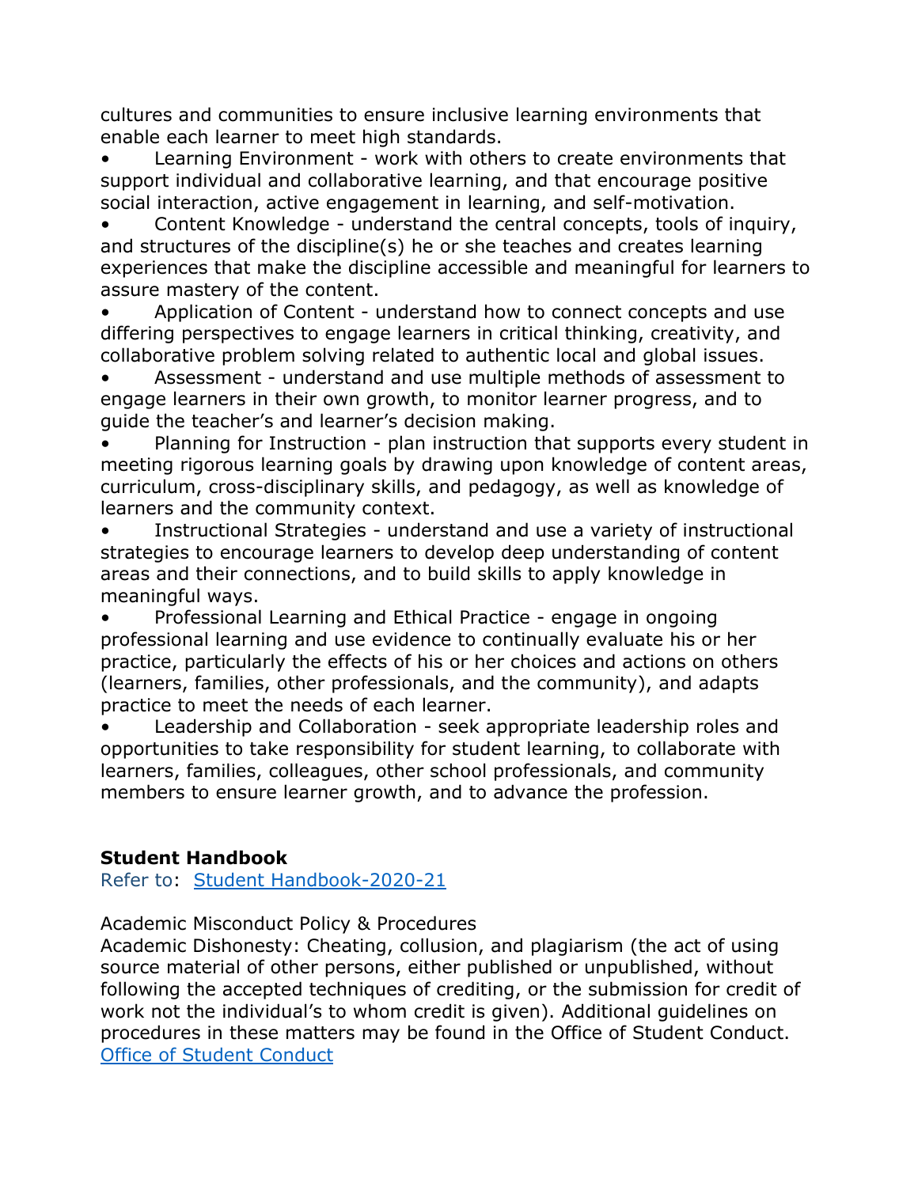cultures and communities to ensure inclusive learning environments that enable each learner to meet high standards.

- Learning Environment - work with others to create environments that support individual and collaborative learning, and that encourage positive social interaction, active engagement in learning, and self-motivation.
- Content Knowledge - understand the central concepts, tools of inquiry, and structures of the discipline(s) he or she teaches and creates learning experiences that make the discipline accessible and meaningful for learners to assure mastery of the content.
- Application of Content - understand how to connect concepts and use differing perspectives to engage learners in critical thinking, creativity, and collaborative problem solving related to authentic local and global issues.
- Assessment - understand and use multiple methods of assessment to engage learners in their own growth, to monitor learner progress, and to guide the teacher's and learner's decision making.
- Planning for Instruction - plan instruction that supports every student in meeting rigorous learning goals by drawing upon knowledge of content areas, curriculum, cross-disciplinary skills, and pedagogy, as well as knowledge of learners and the community context.
- Instructional Strategies - understand and use a variety of instructional strategies to encourage learners to develop deep understanding of content areas and their connections, and to build skills to apply knowledge in meaningful ways.
- Professional Learning and Ethical Practice - engage in ongoing professional learning and use evidence to continually evaluate his or her practice, particularly the effects of his or her choices and actions on others (learners, families, other professionals, and the community), and adapts practice to meet the needs of each learner.
- Leadership and Collaboration - seek appropriate leadership roles and opportunities to take responsibility for student learning, to collaborate with learners, families, colleagues, other school professionals, and community members to ensure learner growth, and to advance the profession.

**Student Handbook**

Refer to: Student Handbook-2020-21

Academic Misconduct Policy & Procedures

Academic Dishonesty: Cheating, collusion, and plagiarism (the act of using source material of other persons, either published or unpublished, without following the accepted techniques of crediting, or the submission for credit of work not the individual's to whom credit is given). Additional guidelines on procedures in these matters may be found in the Office of Student Conduct.

Office of Student Conduct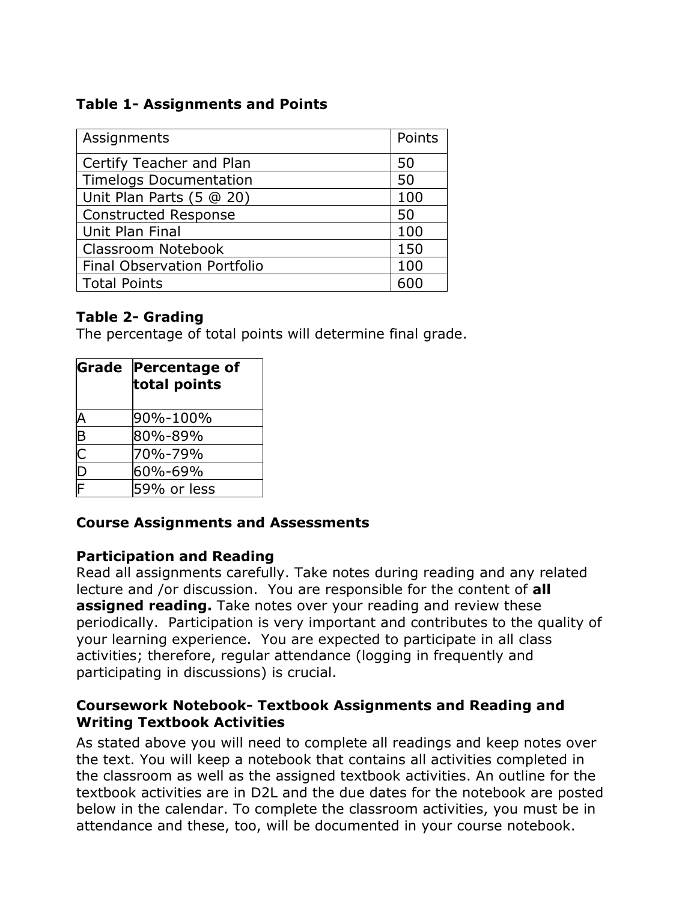**Table 1- Assignments and Points**

| Assignments | Points |
|---|---|
| Certify Teacher and Plan | 50 |
| Timelogs Documentation | 50 |
| Unit Plan Parts (5 @ 20) | 100 |
| Constructed Response | 50 |
| Unit Plan Final | 100 |
| Classroom Notebook | 150 |
| Final Observation Portfolio | 100 |
| Total Points | 600 |

**Table 2- Grading**

The percentage of total points will determine final grade.

| **Grade** | **Percentage of total points** |
|---|---|
| A | 90%-100% |
| B | 80%-89% |
| C | 70%-79% |
| D | 60%-69% |
| F | 59% or less |

**Course Assignments and Assessments**

**Participation and Reading**

Read all assignments carefully. Take notes during reading and any related lecture and /or discussion. You are responsible for the content of **all assigned reading.** Take notes over your reading and review these periodically. Participation is very important and contributes to the quality of your learning experience. You are expected to participate in all class activities; therefore, regular attendance (logging in frequently and participating in discussions) is crucial.

**Coursework Notebook- Textbook Assignments and Reading and Writing Textbook Activities**

As stated above you will need to complete all readings and keep notes over the text. You will keep a notebook that contains all activities completed in the classroom as well as the assigned textbook activities. An outline for the textbook activities are in D2L and the due dates for the notebook are posted below in the calendar. To complete the classroom activities, you must be in attendance and these, too, will be documented in your course notebook.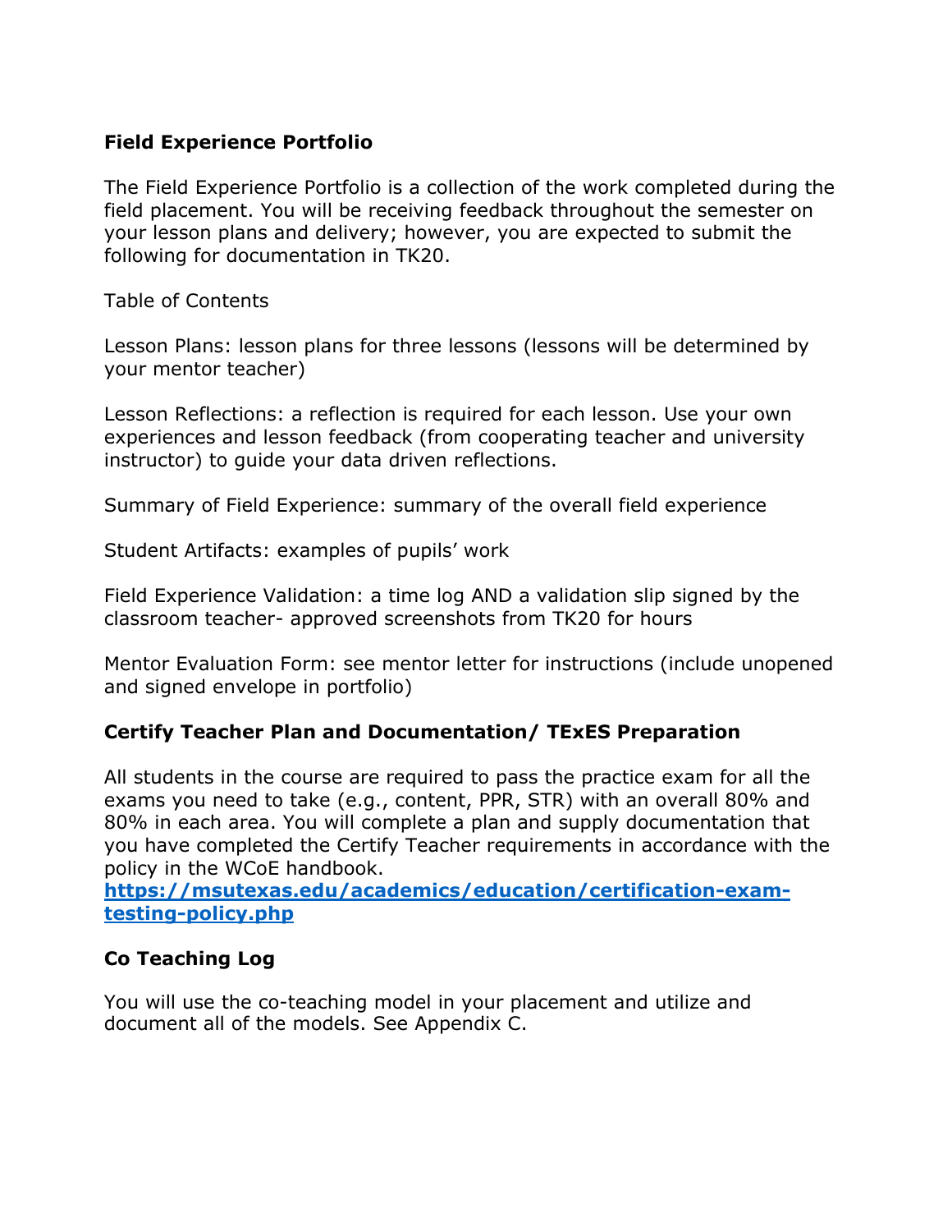**Field Experience Portfolio**

The Field Experience Portfolio is a collection of the work completed during the field placement. You will be receiving feedback throughout the semester on your lesson plans and delivery; however, you are expected to submit the following for documentation in TK20.

Table of Contents

Lesson Plans: lesson plans for three lessons (lessons will be determined by your mentor teacher)

Lesson Reflections: a reflection is required for each lesson. Use your own experiences and lesson feedback (from cooperating teacher and university instructor) to guide your data driven reflections.

Summary of Field Experience: summary of the overall field experience

Student Artifacts: examples of pupils' work

Field Experience Validation: a time log AND a validation slip signed by the classroom teacher- approved screenshots from TK20 for hours

Mentor Evaluation Form: see mentor letter for instructions (include unopened and signed envelope in portfolio)

**Certify Teacher Plan and Documentation/ TExES Preparation**

All students in the course are required to pass the practice exam for all the exams you need to take (e.g., content, PPR, STR) with an overall 80% and 80% in each area. You will complete a plan and supply documentation that you have completed the Certify Teacher requirements in accordance with the policy in the WCoE handbook.
**[https://msutexas.edu/academics/education/certification-exam-testing-policy.php](https://msutexas.edu/academics/education/certification-exam-testing-policy.php)**

**Co Teaching Log**

You will use the co-teaching model in your placement and utilize and document all of the models. See Appendix C.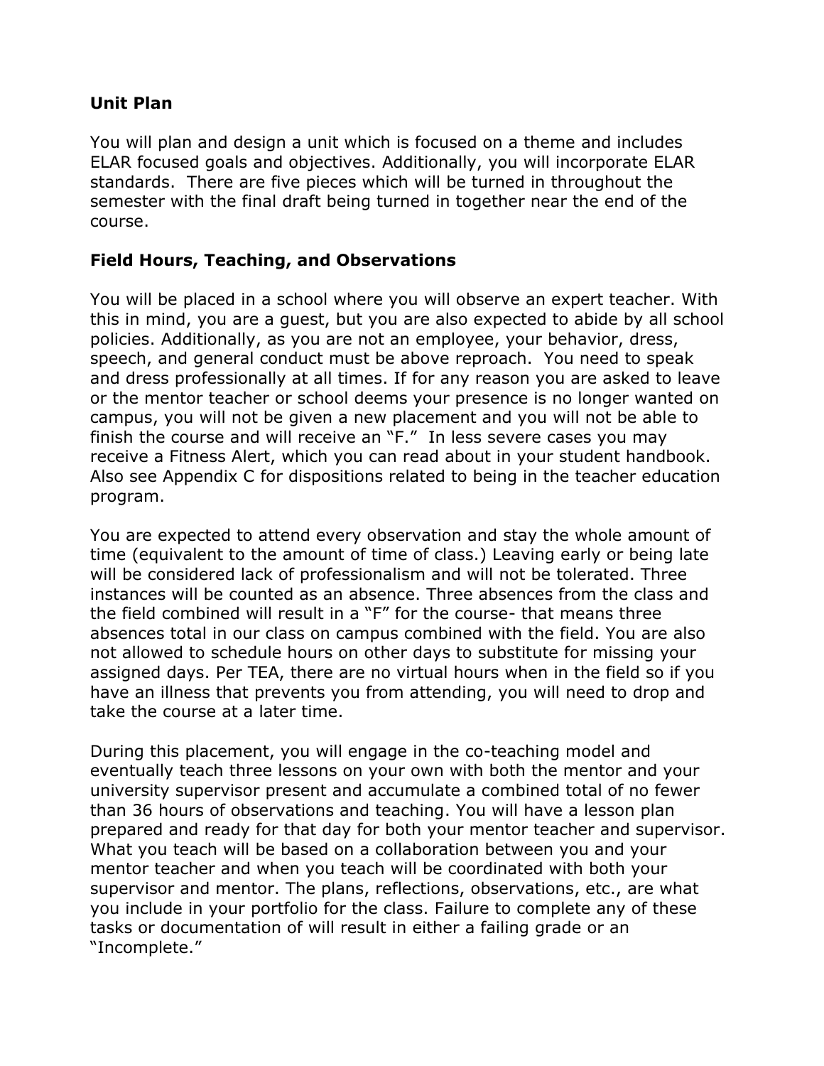**Unit Plan**

You will plan and design a unit which is focused on a theme and includes ELAR focused goals and objectives. Additionally, you will incorporate ELAR standards. There are five pieces which will be turned in throughout the semester with the final draft being turned in together near the end of the course.

**Field Hours, Teaching, and Observations**

You will be placed in a school where you will observe an expert teacher. With this in mind, you are a guest, but you are also expected to abide by all school policies. Additionally, as you are not an employee, your behavior, dress, speech, and general conduct must be above reproach. You need to speak and dress professionally at all times. If for any reason you are asked to leave or the mentor teacher or school deems your presence is no longer wanted on campus, you will not be given a new placement and you will not be able to finish the course and will receive an "F." In less severe cases you may receive a Fitness Alert, which you can read about in your student handbook. Also see Appendix C for dispositions related to being in the teacher education program.

You are expected to attend every observation and stay the whole amount of time (equivalent to the amount of time of class.) Leaving early or being late will be considered lack of professionalism and will not be tolerated. Three instances will be counted as an absence. Three absences from the class and the field combined will result in a "F" for the course- that means three absences total in our class on campus combined with the field. You are also not allowed to schedule hours on other days to substitute for missing your assigned days. Per TEA, there are no virtual hours when in the field so if you have an illness that prevents you from attending, you will need to drop and take the course at a later time.

During this placement, you will engage in the co-teaching model and eventually teach three lessons on your own with both the mentor and your university supervisor present and accumulate a combined total of no fewer than 36 hours of observations and teaching. You will have a lesson plan prepared and ready for that day for both your mentor teacher and supervisor. What you teach will be based on a collaboration between you and your mentor teacher and when you teach will be coordinated with both your supervisor and mentor. The plans, reflections, observations, etc., are what you include in your portfolio for the class. Failure to complete any of these tasks or documentation of will result in either a failing grade or an "Incomplete."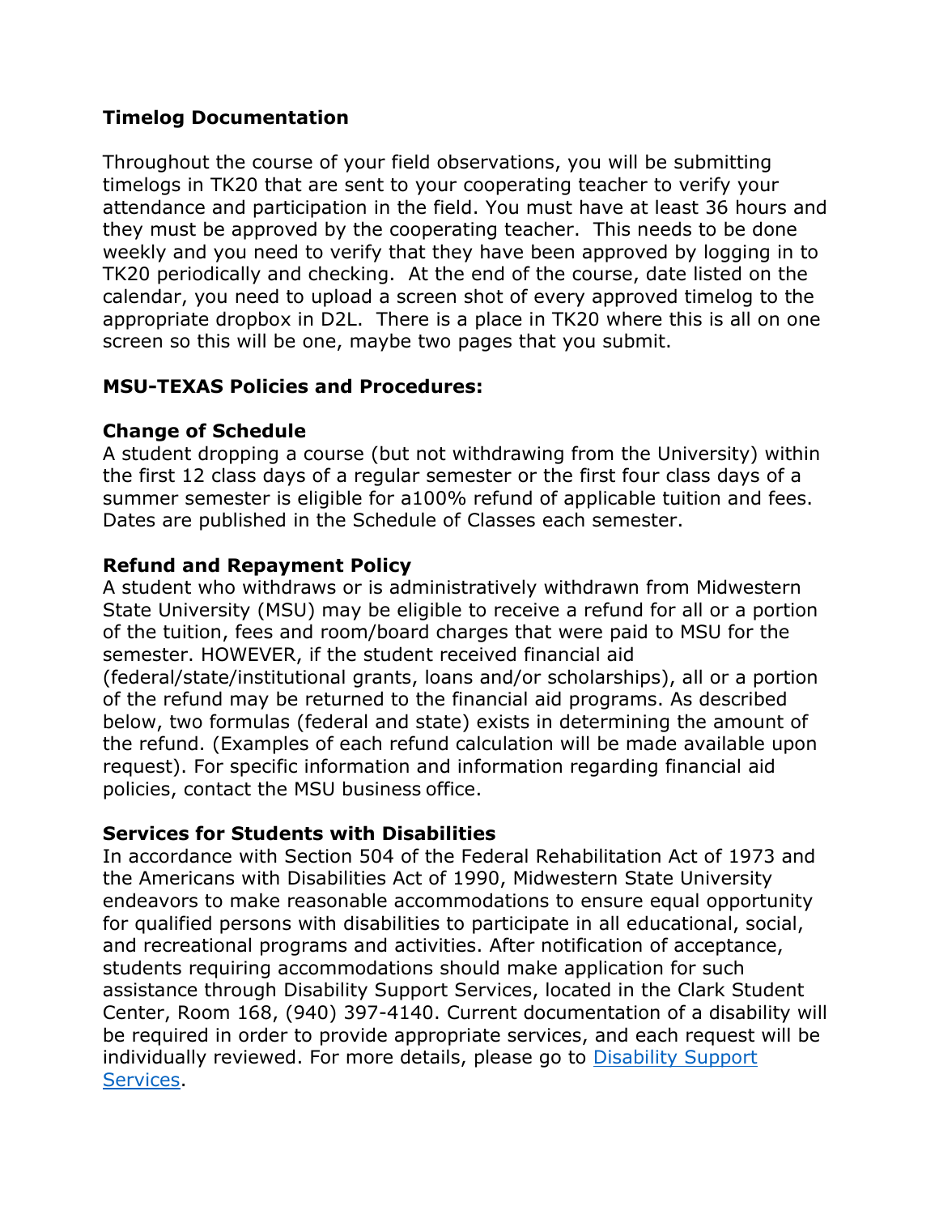**Timelog Documentation**

Throughout the course of your field observations, you will be submitting timelogs in TK20 that are sent to your cooperating teacher to verify your attendance and participation in the field. You must have at least 36 hours and they must be approved by the cooperating teacher. This needs to be done weekly and you need to verify that they have been approved by logging in to TK20 periodically and checking. At the end of the course, date listed on the calendar, you need to upload a screen shot of every approved timelog to the appropriate dropbox in D2L. There is a place in TK20 where this is all on one screen so this will be one, maybe two pages that you submit.

**MSU-TEXAS Policies and Procedures:**

**Change of Schedule**
A student dropping a course (but not withdrawing from the University) within the first 12 class days of a regular semester or the first four class days of a summer semester is eligible for a100% refund of applicable tuition and fees. Dates are published in the Schedule of Classes each semester.

**Refund and Repayment Policy**
A student who withdraws or is administratively withdrawn from Midwestern State University (MSU) may be eligible to receive a refund for all or a portion of the tuition, fees and room/board charges that were paid to MSU for the semester. HOWEVER, if the student received financial aid (federal/state/institutional grants, loans and/or scholarships), all or a portion of the refund may be returned to the financial aid programs. As described below, two formulas (federal and state) exists in determining the amount of the refund. (Examples of each refund calculation will be made available upon request). For specific information and information regarding financial aid policies, contact the MSU business office.

**Services for Students with Disabilities**
In accordance with Section 504 of the Federal Rehabilitation Act of 1973 and the Americans with Disabilities Act of 1990, Midwestern State University endeavors to make reasonable accommodations to ensure equal opportunity for qualified persons with disabilities to participate in all educational, social, and recreational programs and activities. After notification of acceptance, students requiring accommodations should make application for such assistance through Disability Support Services, located in the Clark Student Center, Room 168, (940) 397-4140. Current documentation of a disability will be required in order to provide appropriate services, and each request will be individually reviewed. For more details, please go to [Disability Support Services](#).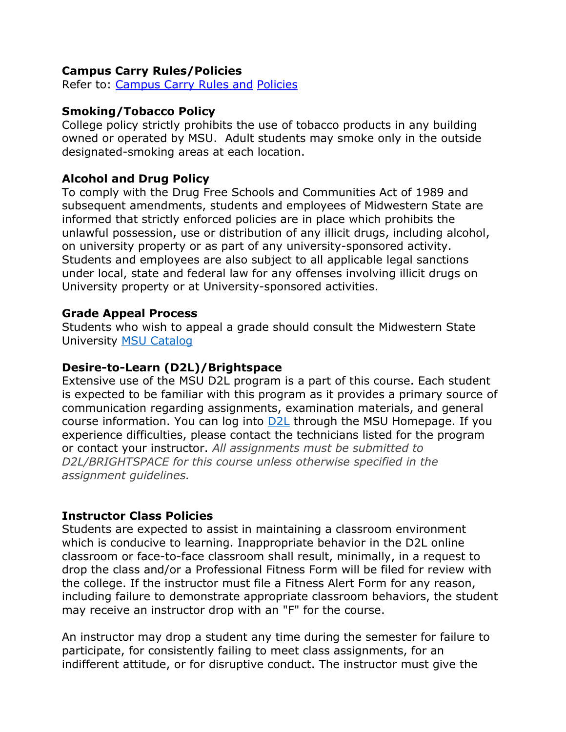**Campus Carry Rules/Policies**
Refer to: [Campus Carry Rules and Policies]

**Smoking/Tobacco Policy**
College policy strictly prohibits the use of tobacco products in any building owned or operated by MSU. Adult students may smoke only in the outside designated-smoking areas at each location.

**Alcohol and Drug Policy**
To comply with the Drug Free Schools and Communities Act of 1989 and subsequent amendments, students and employees of Midwestern State are informed that strictly enforced policies are in place which prohibits the unlawful possession, use or distribution of any illicit drugs, including alcohol, on university property or as part of any university-sponsored activity. Students and employees are also subject to all applicable legal sanctions under local, state and federal law for any offenses involving illicit drugs on University property or at University-sponsored activities.

**Grade Appeal Process**
Students who wish to appeal a grade should consult the Midwestern State University [MSU Catalog]

**Desire-to-Learn (D2L)/Brightspace**
Extensive use of the MSU D2L program is a part of this course. Each student is expected to be familiar with this program as it provides a primary source of communication regarding assignments, examination materials, and general course information. You can log into [D2L] through the MSU Homepage. If you experience difficulties, please contact the technicians listed for the program or contact your instructor. *All assignments must be submitted to D2L/BRIGHTSPACE for this course unless otherwise specified in the assignment guidelines.*

**Instructor Class Policies**
Students are expected to assist in maintaining a classroom environment which is conducive to learning. Inappropriate behavior in the D2L online classroom or face-to-face classroom shall result, minimally, in a request to drop the class and/or a Professional Fitness Form will be filed for review with the college. If the instructor must file a Fitness Alert Form for any reason, including failure to demonstrate appropriate classroom behaviors, the student may receive an instructor drop with an "F" for the course.

An instructor may drop a student any time during the semester for failure to participate, for consistently failing to meet class assignments, for an indifferent attitude, or for disruptive conduct. The instructor must give the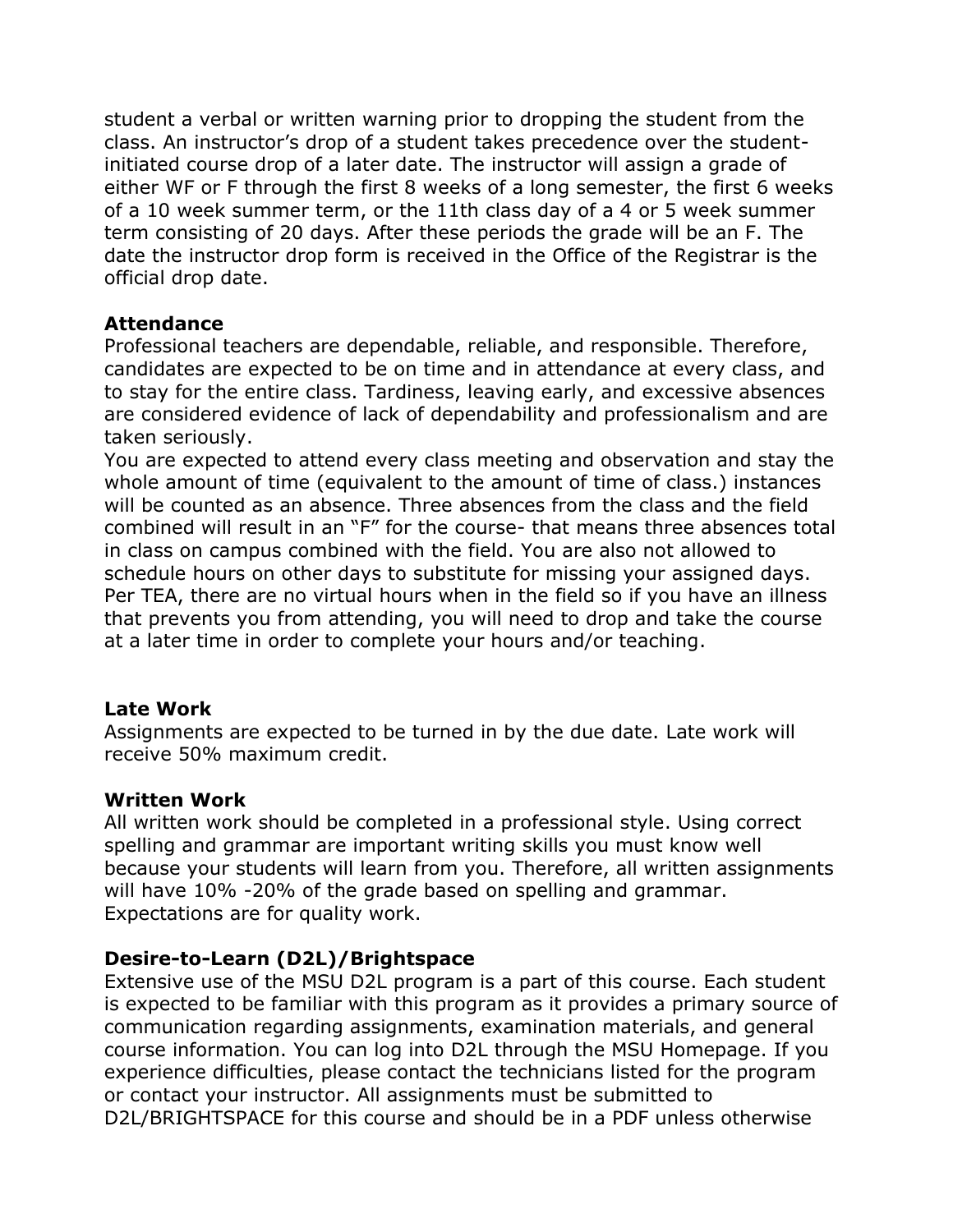student a verbal or written warning prior to dropping the student from the class. An instructor's drop of a student takes precedence over the student-initiated course drop of a later date. The instructor will assign a grade of either WF or F through the first 8 weeks of a long semester, the first 6 weeks of a 10 week summer term, or the 11th class day of a 4 or 5 week summer term consisting of 20 days. After these periods the grade will be an F. The date the instructor drop form is received in the Office of the Registrar is the official drop date.

**Attendance**
Professional teachers are dependable, reliable, and responsible. Therefore, candidates are expected to be on time and in attendance at every class, and to stay for the entire class. Tardiness, leaving early, and excessive absences are considered evidence of lack of dependability and professionalism and are taken seriously.
You are expected to attend every class meeting and observation and stay the whole amount of time (equivalent to the amount of time of class.) instances will be counted as an absence. Three absences from the class and the field combined will result in an "F" for the course- that means three absences total in class on campus combined with the field. You are also not allowed to schedule hours on other days to substitute for missing your assigned days. Per TEA, there are no virtual hours when in the field so if you have an illness that prevents you from attending, you will need to drop and take the course at a later time in order to complete your hours and/or teaching.

**Late Work**
Assignments are expected to be turned in by the due date. Late work will receive 50% maximum credit.

**Written Work**
All written work should be completed in a professional style. Using correct spelling and grammar are important writing skills you must know well because your students will learn from you. Therefore, all written assignments will have 10% -20% of the grade based on spelling and grammar. Expectations are for quality work.

**Desire-to-Learn (D2L)/Brightspace**
Extensive use of the MSU D2L program is a part of this course. Each student is expected to be familiar with this program as it provides a primary source of communication regarding assignments, examination materials, and general course information. You can log into D2L through the MSU Homepage. If you experience difficulties, please contact the technicians listed for the program or contact your instructor. All assignments must be submitted to D2L/BRIGHTSPACE for this course and should be in a PDF unless otherwise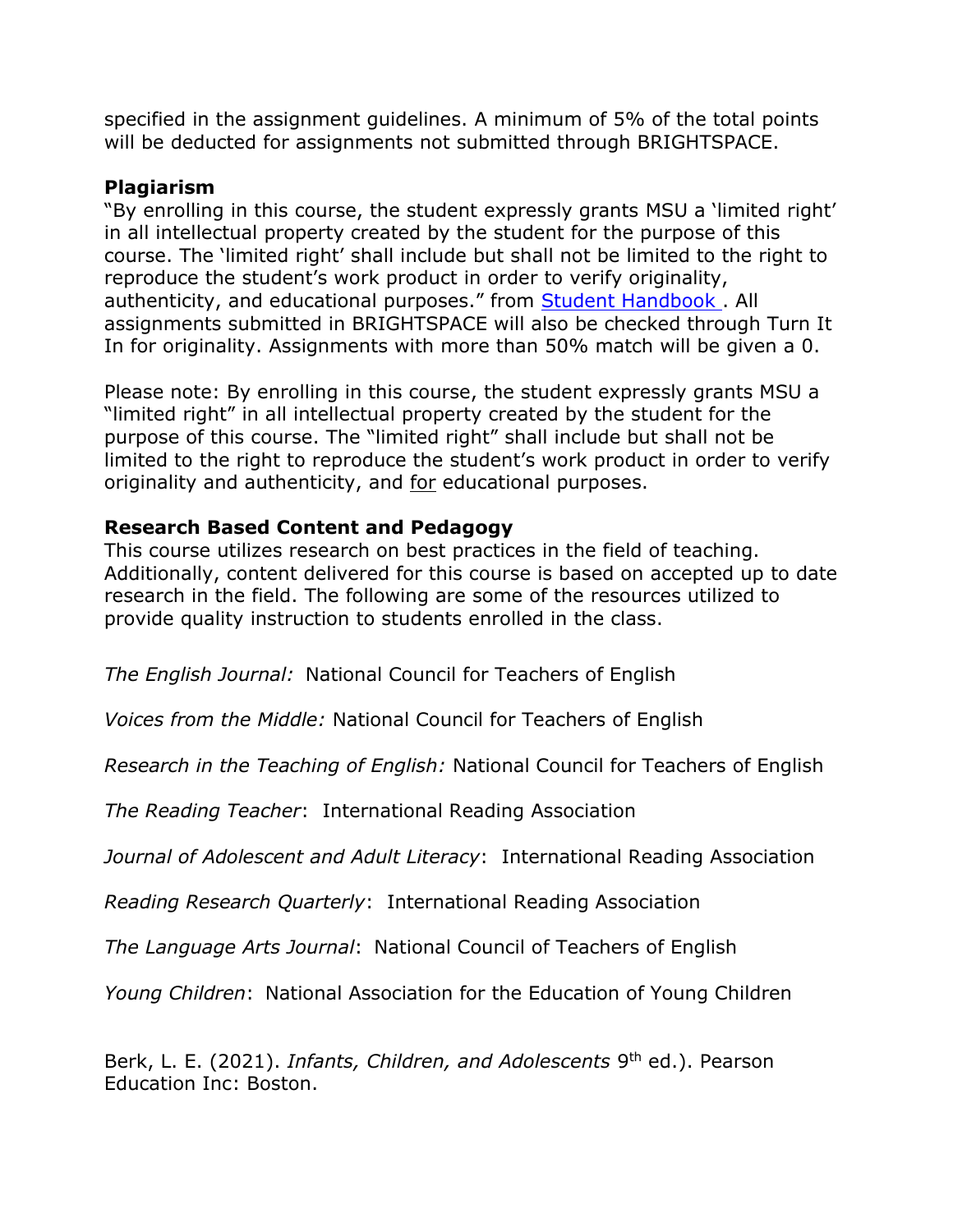specified in the assignment guidelines. A minimum of 5% of the total points will be deducted for assignments not submitted through BRIGHTSPACE.

**Plagiarism**

"By enrolling in this course, the student expressly grants MSU a 'limited right' in all intellectual property created by the student for the purpose of this course. The 'limited right' shall include but shall not be limited to the right to reproduce the student's work product in order to verify originality, authenticity, and educational purposes." from [Student Handbook ](). All assignments submitted in BRIGHTSPACE will also be checked through Turn It In for originality. Assignments with more than 50% match will be given a 0.

Please note: By enrolling in this course, the student expressly grants MSU a "limited right" in all intellectual property created by the student for the purpose of this course. The "limited right" shall include but shall not be limited to the right to reproduce the student's work product in order to verify originality and authenticity, and for educational purposes.

**Research Based Content and Pedagogy**

This course utilizes research on best practices in the field of teaching. Additionally, content delivered for this course is based on accepted up to date research in the field. The following are some of the resources utilized to provide quality instruction to students enrolled in the class.

*The English Journal:* National Council for Teachers of English

*Voices from the Middle:* National Council for Teachers of English

*Research in the Teaching of English:* National Council for Teachers of English

*The Reading Teacher*: International Reading Association

*Journal of Adolescent and Adult Literacy*: International Reading Association

*Reading Research Quarterly*: International Reading Association

*The Language Arts Journal*: National Council of Teachers of English

*Young Children*: National Association for the Education of Young Children

Berk, L. E. (2021). *Infants, Children, and Adolescents* 9th ed.). Pearson Education Inc: Boston.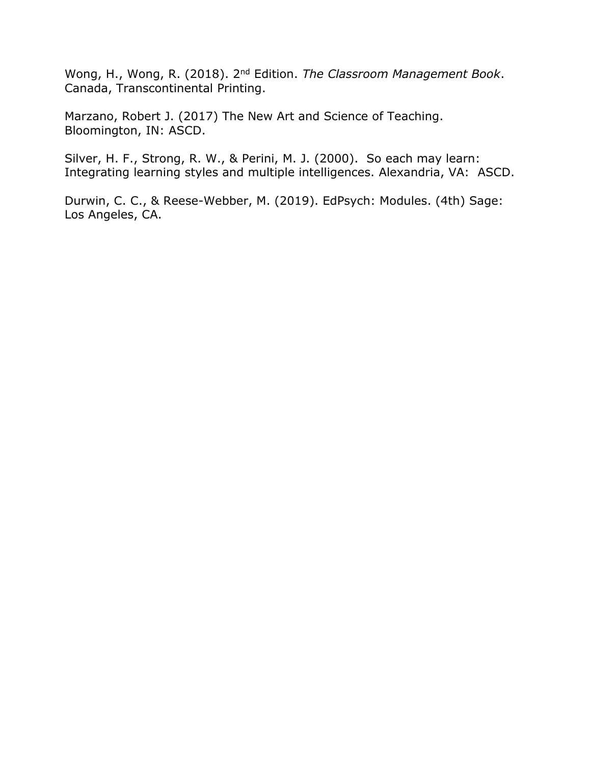Wong, H., Wong, R. (2018). 2nd Edition. *The Classroom Management Book*. Canada, Transcontinental Printing.

Marzano, Robert J. (2017) The New Art and Science of Teaching. Bloomington, IN: ASCD.

Silver, H. F., Strong, R. W., & Perini, M. J. (2000). So each may learn: Integrating learning styles and multiple intelligences. Alexandria, VA: ASCD.

Durwin, C. C., & Reese-Webber, M. (2019). EdPsych: Modules. (4th) Sage: Los Angeles, CA.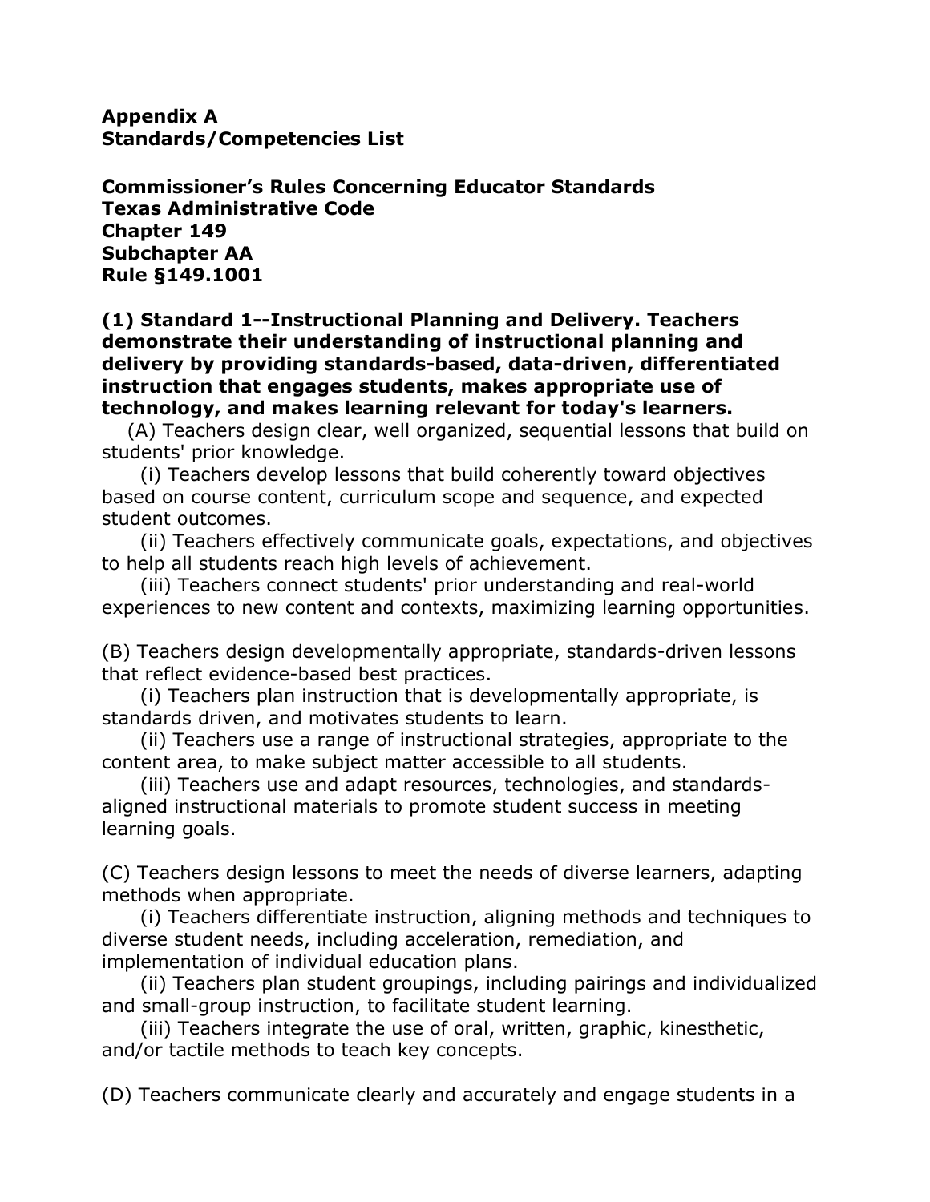**Appendix A**
**Standards/Competencies List**

**Commissioner's Rules Concerning Educator Standards**
**Texas Administrative Code**
**Chapter 149**
**Subchapter AA**
**Rule §149.1001**

**(1) Standard 1--Instructional Planning and Delivery. Teachers demonstrate their understanding of instructional planning and delivery by providing standards-based, data-driven, differentiated instruction that engages students, makes appropriate use of technology, and makes learning relevant for today's learners.**

(A) Teachers design clear, well organized, sequential lessons that build on students' prior knowledge.

(i) Teachers develop lessons that build coherently toward objectives based on course content, curriculum scope and sequence, and expected student outcomes.

(ii) Teachers effectively communicate goals, expectations, and objectives to help all students reach high levels of achievement.

(iii) Teachers connect students' prior understanding and real-world experiences to new content and contexts, maximizing learning opportunities.

(B) Teachers design developmentally appropriate, standards-driven lessons that reflect evidence-based best practices.

(i) Teachers plan instruction that is developmentally appropriate, is standards driven, and motivates students to learn.

(ii) Teachers use a range of instructional strategies, appropriate to the content area, to make subject matter accessible to all students.

(iii) Teachers use and adapt resources, technologies, and standards-aligned instructional materials to promote student success in meeting learning goals.

(C) Teachers design lessons to meet the needs of diverse learners, adapting methods when appropriate.

(i) Teachers differentiate instruction, aligning methods and techniques to diverse student needs, including acceleration, remediation, and implementation of individual education plans.

(ii) Teachers plan student groupings, including pairings and individualized and small-group instruction, to facilitate student learning.

(iii) Teachers integrate the use of oral, written, graphic, kinesthetic, and/or tactile methods to teach key concepts.

(D) Teachers communicate clearly and accurately and engage students in a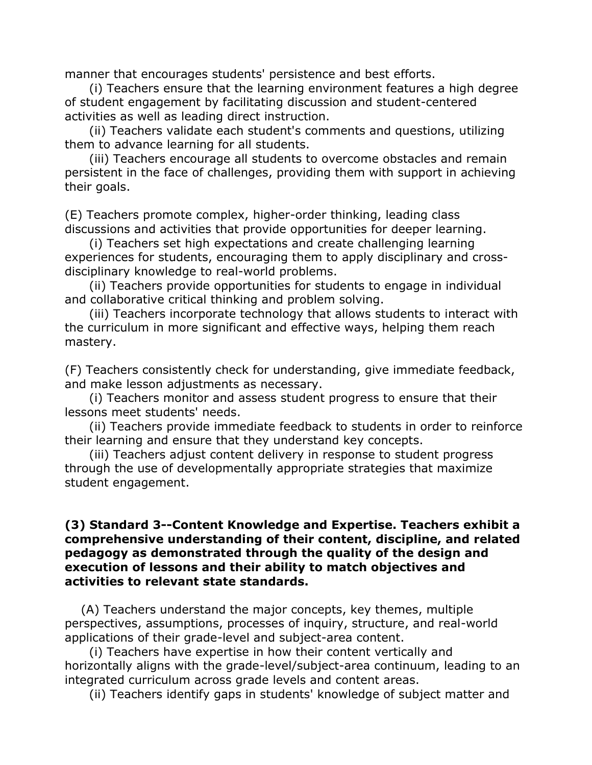manner that encourages students' persistence and best efforts.

(i) Teachers ensure that the learning environment features a high degree of student engagement by facilitating discussion and student-centered activities as well as leading direct instruction.

(ii) Teachers validate each student's comments and questions, utilizing them to advance learning for all students.

(iii) Teachers encourage all students to overcome obstacles and remain persistent in the face of challenges, providing them with support in achieving their goals.

(E) Teachers promote complex, higher-order thinking, leading class discussions and activities that provide opportunities for deeper learning.

(i) Teachers set high expectations and create challenging learning experiences for students, encouraging them to apply disciplinary and cross-disciplinary knowledge to real-world problems.

(ii) Teachers provide opportunities for students to engage in individual and collaborative critical thinking and problem solving.

(iii) Teachers incorporate technology that allows students to interact with the curriculum in more significant and effective ways, helping them reach mastery.

(F) Teachers consistently check for understanding, give immediate feedback, and make lesson adjustments as necessary.

(i) Teachers monitor and assess student progress to ensure that their lessons meet students' needs.

(ii) Teachers provide immediate feedback to students in order to reinforce their learning and ensure that they understand key concepts.

(iii) Teachers adjust content delivery in response to student progress through the use of developmentally appropriate strategies that maximize student engagement.

**(3) Standard 3--Content Knowledge and Expertise. Teachers exhibit a comprehensive understanding of their content, discipline, and related pedagogy as demonstrated through the quality of the design and execution of lessons and their ability to match objectives and activities to relevant state standards.**

(A) Teachers understand the major concepts, key themes, multiple perspectives, assumptions, processes of inquiry, structure, and real-world applications of their grade-level and subject-area content.

(i) Teachers have expertise in how their content vertically and horizontally aligns with the grade-level/subject-area continuum, leading to an integrated curriculum across grade levels and content areas.

(ii) Teachers identify gaps in students' knowledge of subject matter and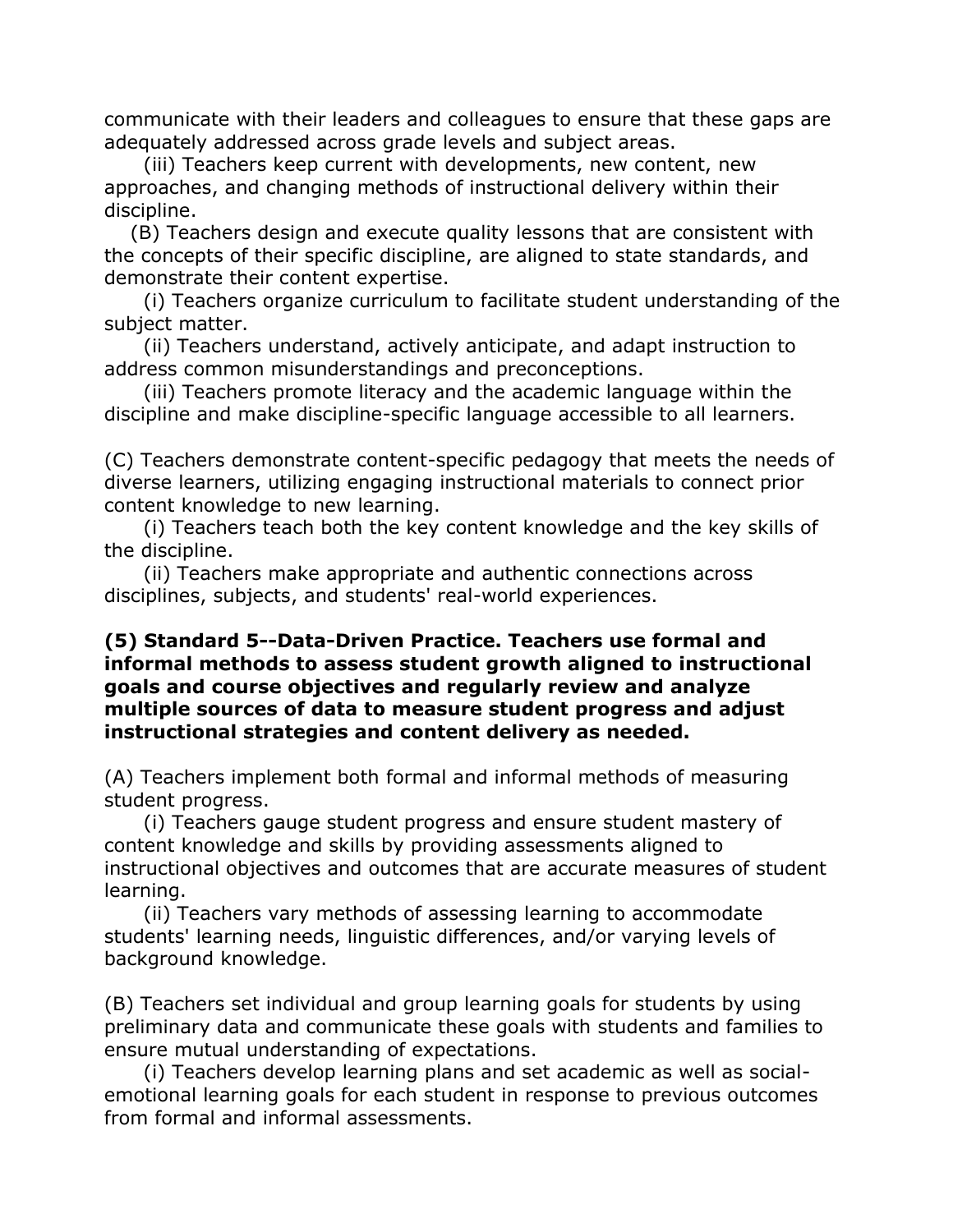communicate with their leaders and colleagues to ensure that these gaps are adequately addressed across grade levels and subject areas.

(iii) Teachers keep current with developments, new content, new approaches, and changing methods of instructional delivery within their discipline.

(B) Teachers design and execute quality lessons that are consistent with the concepts of their specific discipline, are aligned to state standards, and demonstrate their content expertise.

(i) Teachers organize curriculum to facilitate student understanding of the subject matter.

(ii) Teachers understand, actively anticipate, and adapt instruction to address common misunderstandings and preconceptions.

(iii) Teachers promote literacy and the academic language within the discipline and make discipline-specific language accessible to all learners.

(C) Teachers demonstrate content-specific pedagogy that meets the needs of diverse learners, utilizing engaging instructional materials to connect prior content knowledge to new learning.

(i) Teachers teach both the key content knowledge and the key skills of the discipline.

(ii) Teachers make appropriate and authentic connections across disciplines, subjects, and students' real-world experiences.

**(5) Standard 5--Data-Driven Practice. Teachers use formal and informal methods to assess student growth aligned to instructional goals and course objectives and regularly review and analyze multiple sources of data to measure student progress and adjust instructional strategies and content delivery as needed.**

(A) Teachers implement both formal and informal methods of measuring student progress.

(i) Teachers gauge student progress and ensure student mastery of content knowledge and skills by providing assessments aligned to instructional objectives and outcomes that are accurate measures of student learning.

(ii) Teachers vary methods of assessing learning to accommodate students' learning needs, linguistic differences, and/or varying levels of background knowledge.

(B) Teachers set individual and group learning goals for students by using preliminary data and communicate these goals with students and families to ensure mutual understanding of expectations.

(i) Teachers develop learning plans and set academic as well as social-emotional learning goals for each student in response to previous outcomes from formal and informal assessments.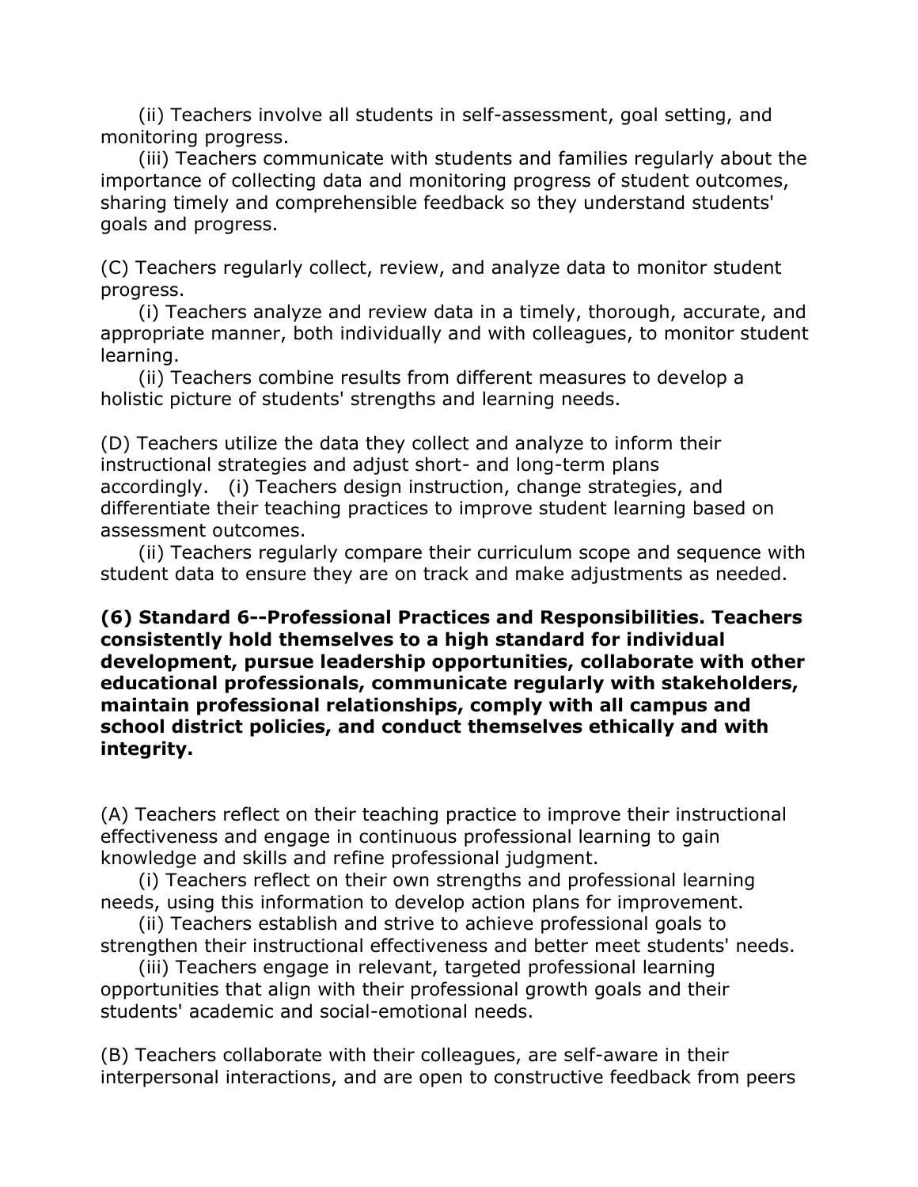(ii) Teachers involve all students in self-assessment, goal setting, and monitoring progress.

(iii) Teachers communicate with students and families regularly about the importance of collecting data and monitoring progress of student outcomes, sharing timely and comprehensible feedback so they understand students' goals and progress.

(C) Teachers regularly collect, review, and analyze data to monitor student progress.

(i) Teachers analyze and review data in a timely, thorough, accurate, and appropriate manner, both individually and with colleagues, to monitor student learning.

(ii) Teachers combine results from different measures to develop a holistic picture of students' strengths and learning needs.

(D) Teachers utilize the data they collect and analyze to inform their instructional strategies and adjust short- and long-term plans accordingly. (i) Teachers design instruction, change strategies, and differentiate their teaching practices to improve student learning based on assessment outcomes.

(ii) Teachers regularly compare their curriculum scope and sequence with student data to ensure they are on track and make adjustments as needed.

**(6) Standard 6--Professional Practices and Responsibilities. Teachers consistently hold themselves to a high standard for individual development, pursue leadership opportunities, collaborate with other educational professionals, communicate regularly with stakeholders, maintain professional relationships, comply with all campus and school district policies, and conduct themselves ethically and with integrity.**

(A) Teachers reflect on their teaching practice to improve their instructional effectiveness and engage in continuous professional learning to gain knowledge and skills and refine professional judgment.

(i) Teachers reflect on their own strengths and professional learning needs, using this information to develop action plans for improvement.

(ii) Teachers establish and strive to achieve professional goals to strengthen their instructional effectiveness and better meet students' needs.

(iii) Teachers engage in relevant, targeted professional learning opportunities that align with their professional growth goals and their students' academic and social-emotional needs.

(B) Teachers collaborate with their colleagues, are self-aware in their interpersonal interactions, and are open to constructive feedback from peers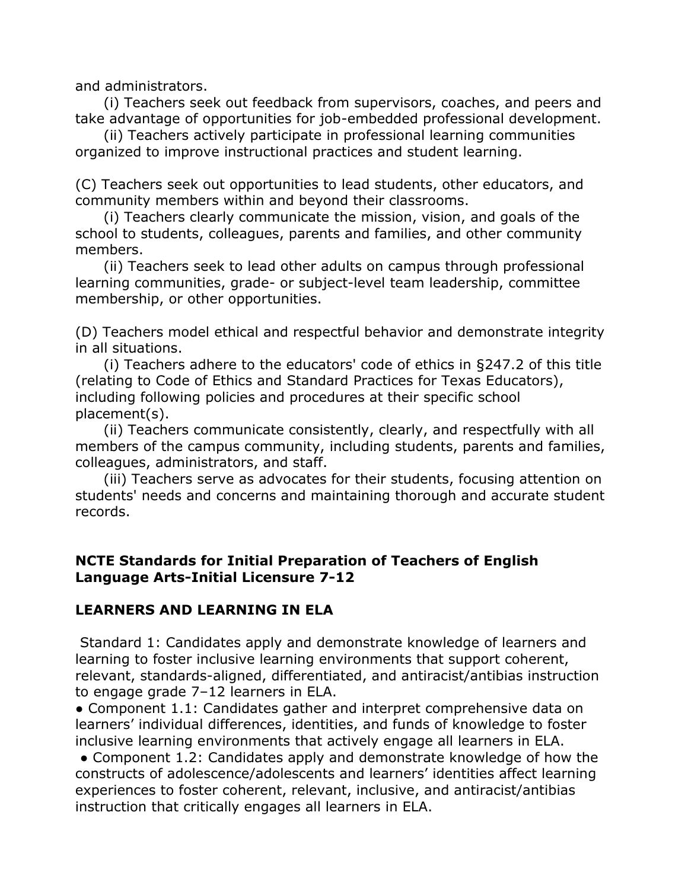and administrators.

(i) Teachers seek out feedback from supervisors, coaches, and peers and take advantage of opportunities for job-embedded professional development.

(ii) Teachers actively participate in professional learning communities organized to improve instructional practices and student learning.

(C) Teachers seek out opportunities to lead students, other educators, and community members within and beyond their classrooms.

(i) Teachers clearly communicate the mission, vision, and goals of the school to students, colleagues, parents and families, and other community members.

(ii) Teachers seek to lead other adults on campus through professional learning communities, grade- or subject-level team leadership, committee membership, or other opportunities.

(D) Teachers model ethical and respectful behavior and demonstrate integrity in all situations.

(i) Teachers adhere to the educators' code of ethics in §247.2 of this title (relating to Code of Ethics and Standard Practices for Texas Educators), including following policies and procedures at their specific school placement(s).

(ii) Teachers communicate consistently, clearly, and respectfully with all members of the campus community, including students, parents and families, colleagues, administrators, and staff.

(iii) Teachers serve as advocates for their students, focusing attention on students' needs and concerns and maintaining thorough and accurate student records.

**NCTE Standards for Initial Preparation of Teachers of English Language Arts-Initial Licensure 7-12**

**LEARNERS AND LEARNING IN ELA**

Standard 1: Candidates apply and demonstrate knowledge of learners and learning to foster inclusive learning environments that support coherent, relevant, standards-aligned, differentiated, and antiracist/antibias instruction to engage grade 7–12 learners in ELA.

- Component 1.1: Candidates gather and interpret comprehensive data on learners' individual differences, identities, and funds of knowledge to foster inclusive learning environments that actively engage all learners in ELA.
- Component 1.2: Candidates apply and demonstrate knowledge of how the constructs of adolescence/adolescents and learners' identities affect learning experiences to foster coherent, relevant, inclusive, and antiracist/antibias instruction that critically engages all learners in ELA.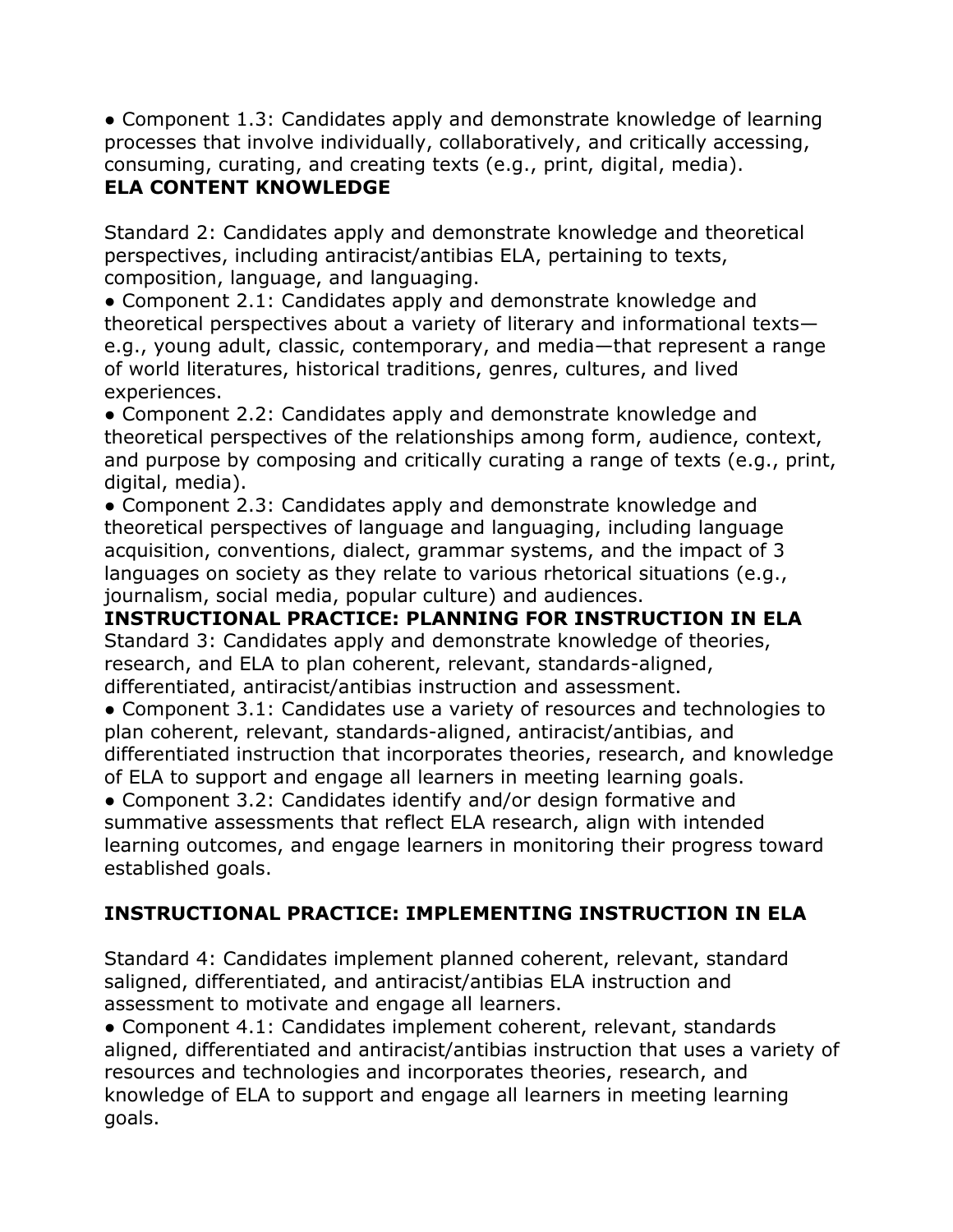- Component 1.3: Candidates apply and demonstrate knowledge of learning processes that involve individually, collaboratively, and critically accessing, consuming, curating, and creating texts (e.g., print, digital, media).

**ELA CONTENT KNOWLEDGE**

Standard 2: Candidates apply and demonstrate knowledge and theoretical perspectives, including antiracist/antibias ELA, pertaining to texts, composition, language, and languaging.

- Component 2.1: Candidates apply and demonstrate knowledge and theoretical perspectives about a variety of literary and informational texts—e.g., young adult, classic, contemporary, and media—that represent a range of world literatures, historical traditions, genres, cultures, and lived experiences.
- Component 2.2: Candidates apply and demonstrate knowledge and theoretical perspectives of the relationships among form, audience, context, and purpose by composing and critically curating a range of texts (e.g., print, digital, media).
- Component 2.3: Candidates apply and demonstrate knowledge and theoretical perspectives of language and languaging, including language acquisition, conventions, dialect, grammar systems, and the impact of 3 languages on society as they relate to various rhetorical situations (e.g., journalism, social media, popular culture) and audiences.

**INSTRUCTIONAL PRACTICE: PLANNING FOR INSTRUCTION IN ELA**

Standard 3: Candidates apply and demonstrate knowledge of theories, research, and ELA to plan coherent, relevant, standards-aligned, differentiated, antiracist/antibias instruction and assessment.

- Component 3.1: Candidates use a variety of resources and technologies to plan coherent, relevant, standards-aligned, antiracist/antibias, and differentiated instruction that incorporates theories, research, and knowledge of ELA to support and engage all learners in meeting learning goals.
- Component 3.2: Candidates identify and/or design formative and summative assessments that reflect ELA research, align with intended learning outcomes, and engage learners in monitoring their progress toward established goals.

**INSTRUCTIONAL PRACTICE: IMPLEMENTING INSTRUCTION IN ELA**

Standard 4: Candidates implement planned coherent, relevant, standard saligned, differentiated, and antiracist/antibias ELA instruction and assessment to motivate and engage all learners.

- Component 4.1: Candidates implement coherent, relevant, standards aligned, differentiated and antiracist/antibias instruction that uses a variety of resources and technologies and incorporates theories, research, and knowledge of ELA to support and engage all learners in meeting learning goals.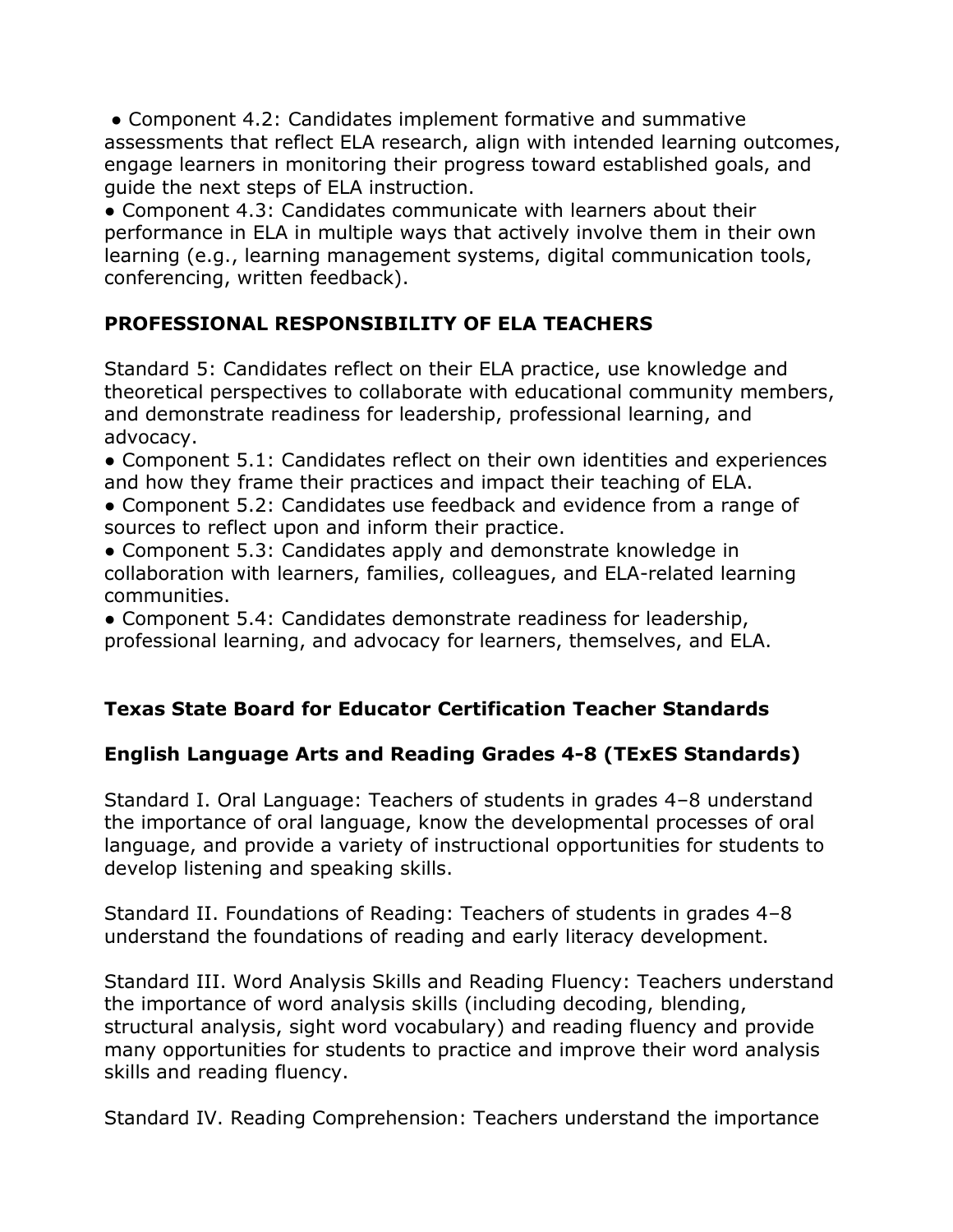- Component 4.2: Candidates implement formative and summative assessments that reflect ELA research, align with intended learning outcomes, engage learners in monitoring their progress toward established goals, and guide the next steps of ELA instruction.
- Component 4.3: Candidates communicate with learners about their performance in ELA in multiple ways that actively involve them in their own learning (e.g., learning management systems, digital communication tools, conferencing, written feedback).

**PROFESSIONAL RESPONSIBILITY OF ELA TEACHERS**

Standard 5: Candidates reflect on their ELA practice, use knowledge and theoretical perspectives to collaborate with educational community members, and demonstrate readiness for leadership, professional learning, and advocacy.

- Component 5.1: Candidates reflect on their own identities and experiences and how they frame their practices and impact their teaching of ELA.
- Component 5.2: Candidates use feedback and evidence from a range of sources to reflect upon and inform their practice.
- Component 5.3: Candidates apply and demonstrate knowledge in collaboration with learners, families, colleagues, and ELA-related learning communities.
- Component 5.4: Candidates demonstrate readiness for leadership, professional learning, and advocacy for learners, themselves, and ELA.

**Texas State Board for Educator Certification Teacher Standards**

**English Language Arts and Reading Grades 4-8 (TExES Standards)**

Standard I. Oral Language: Teachers of students in grades 4–8 understand the importance of oral language, know the developmental processes of oral language, and provide a variety of instructional opportunities for students to develop listening and speaking skills.

Standard II. Foundations of Reading: Teachers of students in grades 4–8 understand the foundations of reading and early literacy development.

Standard III. Word Analysis Skills and Reading Fluency: Teachers understand the importance of word analysis skills (including decoding, blending, structural analysis, sight word vocabulary) and reading fluency and provide many opportunities for students to practice and improve their word analysis skills and reading fluency.

Standard IV. Reading Comprehension: Teachers understand the importance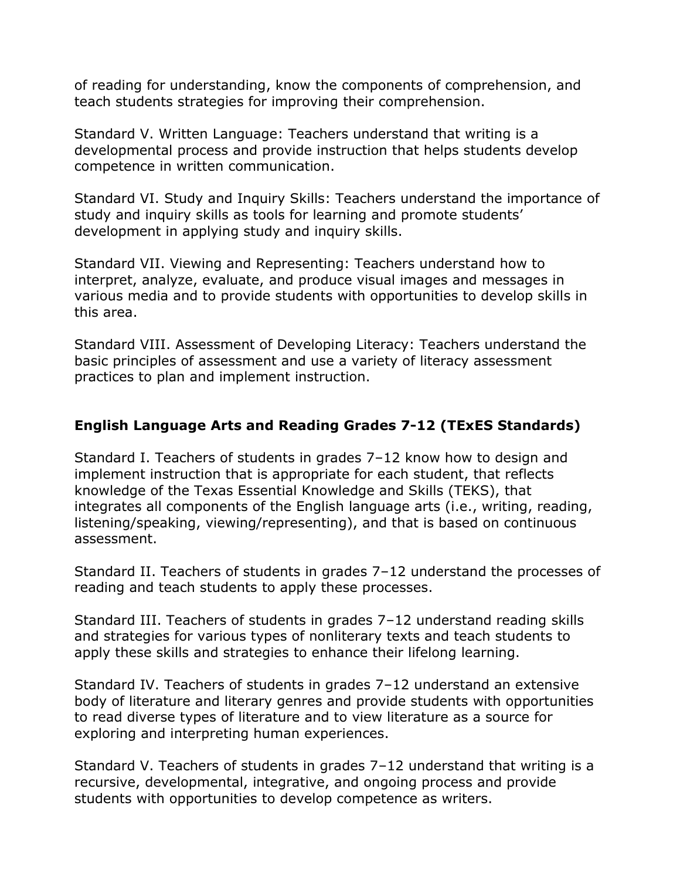of reading for understanding, know the components of comprehension, and teach students strategies for improving their comprehension.

Standard V. Written Language: Teachers understand that writing is a developmental process and provide instruction that helps students develop competence in written communication.

Standard VI. Study and Inquiry Skills: Teachers understand the importance of study and inquiry skills as tools for learning and promote students' development in applying study and inquiry skills.

Standard VII. Viewing and Representing: Teachers understand how to interpret, analyze, evaluate, and produce visual images and messages in various media and to provide students with opportunities to develop skills in this area.

Standard VIII. Assessment of Developing Literacy: Teachers understand the basic principles of assessment and use a variety of literacy assessment practices to plan and implement instruction.

**English Language Arts and Reading Grades 7-12 (TExES Standards)**

Standard I. Teachers of students in grades 7–12 know how to design and implement instruction that is appropriate for each student, that reflects knowledge of the Texas Essential Knowledge and Skills (TEKS), that integrates all components of the English language arts (i.e., writing, reading, listening/speaking, viewing/representing), and that is based on continuous assessment.

Standard II. Teachers of students in grades 7–12 understand the processes of reading and teach students to apply these processes.

Standard III. Teachers of students in grades 7–12 understand reading skills and strategies for various types of nonliterary texts and teach students to apply these skills and strategies to enhance their lifelong learning.

Standard IV. Teachers of students in grades 7–12 understand an extensive body of literature and literary genres and provide students with opportunities to read diverse types of literature and to view literature as a source for exploring and interpreting human experiences.

Standard V. Teachers of students in grades 7–12 understand that writing is a recursive, developmental, integrative, and ongoing process and provide students with opportunities to develop competence as writers.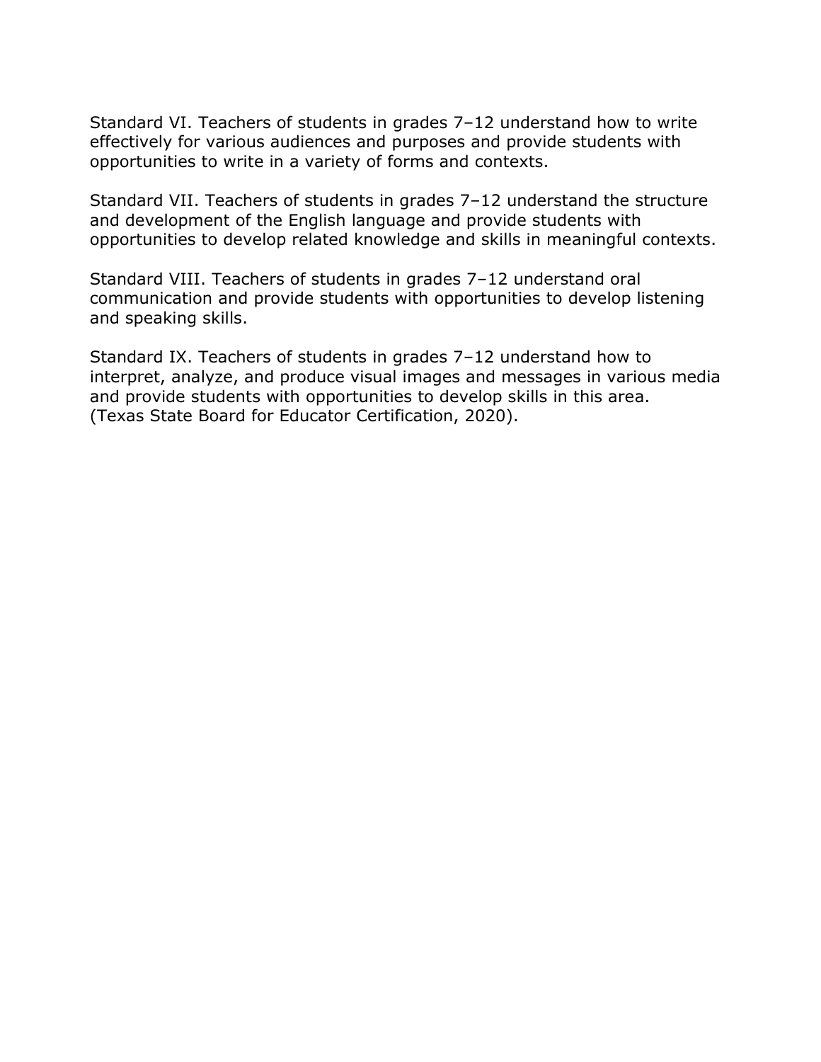Standard VI. Teachers of students in grades 7–12 understand how to write effectively for various audiences and purposes and provide students with opportunities to write in a variety of forms and contexts.

Standard VII. Teachers of students in grades 7–12 understand the structure and development of the English language and provide students with opportunities to develop related knowledge and skills in meaningful contexts.

Standard VIII. Teachers of students in grades 7–12 understand oral communication and provide students with opportunities to develop listening and speaking skills.

Standard IX. Teachers of students in grades 7–12 understand how to interpret, analyze, and produce visual images and messages in various media and provide students with opportunities to develop skills in this area. (Texas State Board for Educator Certification, 2020).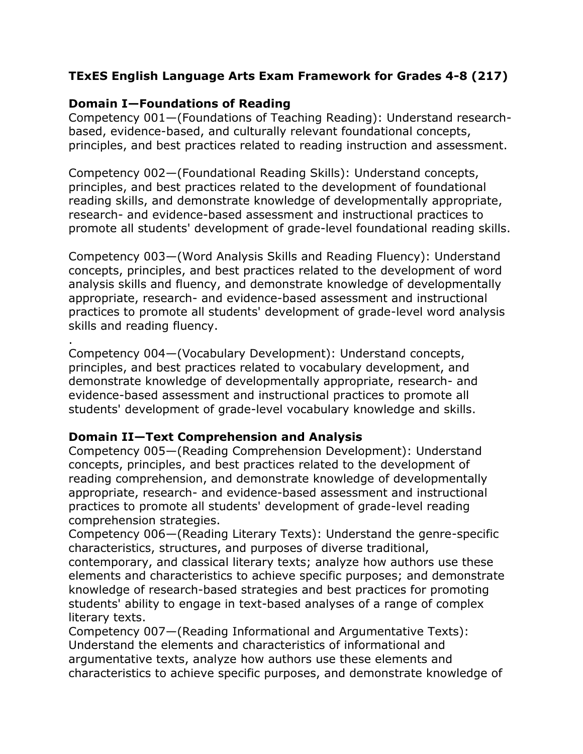**TExES English Language Arts Exam Framework for Grades 4-8 (217)**

**Domain I—Foundations of Reading**

Competency 001—(Foundations of Teaching Reading): Understand research-based, evidence-based, and culturally relevant foundational concepts, principles, and best practices related to reading instruction and assessment.

Competency 002—(Foundational Reading Skills): Understand concepts, principles, and best practices related to the development of foundational reading skills, and demonstrate knowledge of developmentally appropriate, research- and evidence-based assessment and instructional practices to promote all students' development of grade-level foundational reading skills.

Competency 003—(Word Analysis Skills and Reading Fluency): Understand concepts, principles, and best practices related to the development of word analysis skills and fluency, and demonstrate knowledge of developmentally appropriate, research- and evidence-based assessment and instructional practices to promote all students' development of grade-level word analysis skills and reading fluency.

.

Competency 004—(Vocabulary Development): Understand concepts, principles, and best practices related to vocabulary development, and demonstrate knowledge of developmentally appropriate, research- and evidence-based assessment and instructional practices to promote all students' development of grade-level vocabulary knowledge and skills.

**Domain II—Text Comprehension and Analysis**

Competency 005—(Reading Comprehension Development): Understand concepts, principles, and best practices related to the development of reading comprehension, and demonstrate knowledge of developmentally appropriate, research- and evidence-based assessment and instructional practices to promote all students' development of grade-level reading comprehension strategies.

Competency 006—(Reading Literary Texts): Understand the genre-specific characteristics, structures, and purposes of diverse traditional, contemporary, and classical literary texts; analyze how authors use these elements and characteristics to achieve specific purposes; and demonstrate knowledge of research-based strategies and best practices for promoting students' ability to engage in text-based analyses of a range of complex literary texts.

Competency 007—(Reading Informational and Argumentative Texts): Understand the elements and characteristics of informational and argumentative texts, analyze how authors use these elements and characteristics to achieve specific purposes, and demonstrate knowledge of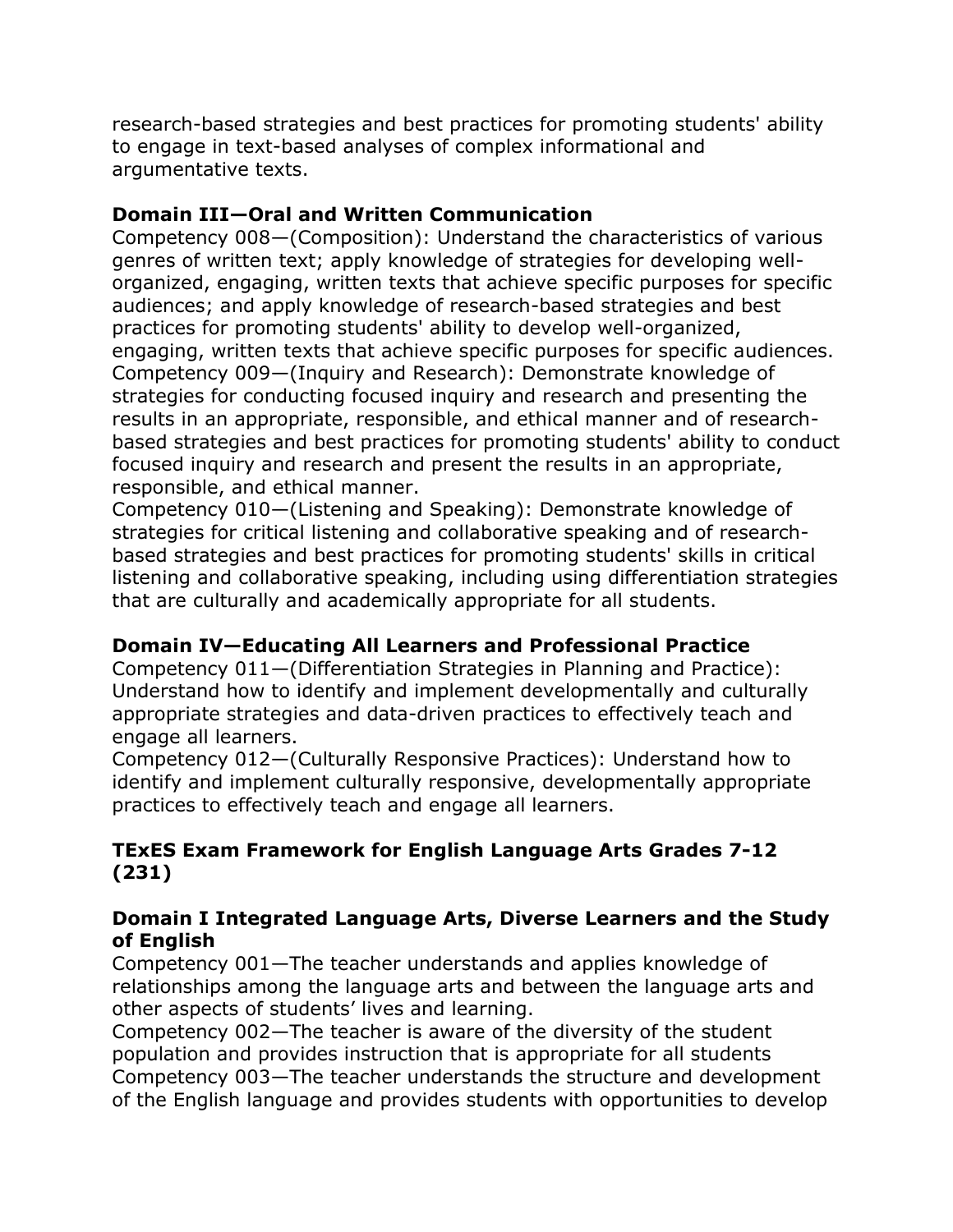research-based strategies and best practices for promoting students' ability to engage in text-based analyses of complex informational and argumentative texts.

**Domain III—Oral and Written Communication**

Competency 008—(Composition): Understand the characteristics of various genres of written text; apply knowledge of strategies for developing well-organized, engaging, written texts that achieve specific purposes for specific audiences; and apply knowledge of research-based strategies and best practices for promoting students' ability to develop well-organized, engaging, written texts that achieve specific purposes for specific audiences.
Competency 009—(Inquiry and Research): Demonstrate knowledge of strategies for conducting focused inquiry and research and presenting the results in an appropriate, responsible, and ethical manner and of research-based strategies and best practices for promoting students' ability to conduct focused inquiry and research and present the results in an appropriate, responsible, and ethical manner.
Competency 010—(Listening and Speaking): Demonstrate knowledge of strategies for critical listening and collaborative speaking and of research-based strategies and best practices for promoting students' skills in critical listening and collaborative speaking, including using differentiation strategies that are culturally and academically appropriate for all students.

**Domain IV—Educating All Learners and Professional Practice**

Competency 011—(Differentiation Strategies in Planning and Practice): Understand how to identify and implement developmentally and culturally appropriate strategies and data-driven practices to effectively teach and engage all learners.
Competency 012—(Culturally Responsive Practices): Understand how to identify and implement culturally responsive, developmentally appropriate practices to effectively teach and engage all learners.

**TExES Exam Framework for English Language Arts Grades 7-12 (231)**

**Domain I Integrated Language Arts, Diverse Learners and the Study of English**

Competency 001—The teacher understands and applies knowledge of relationships among the language arts and between the language arts and other aspects of students' lives and learning.
Competency 002—The teacher is aware of the diversity of the student population and provides instruction that is appropriate for all students
Competency 003—The teacher understands the structure and development of the English language and provides students with opportunities to develop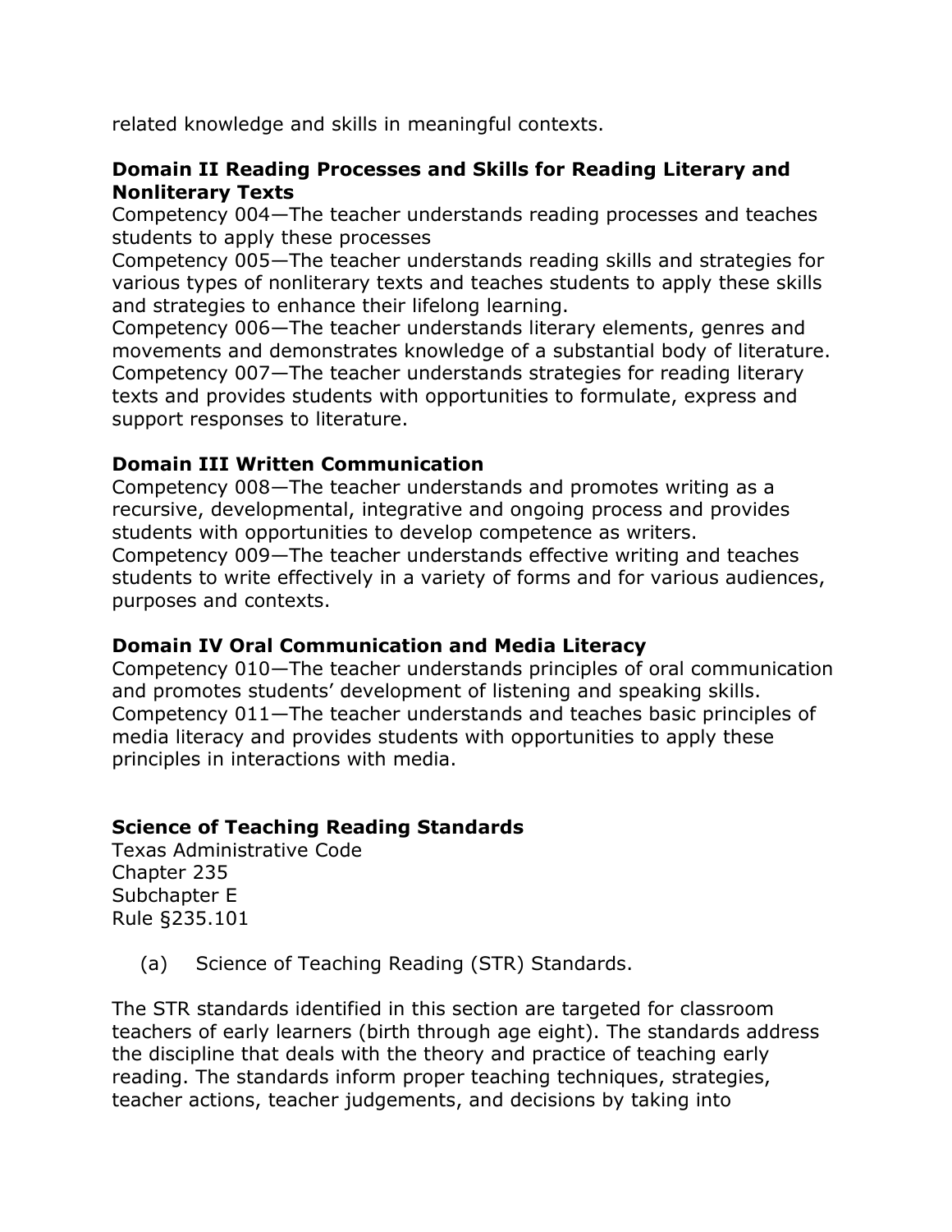related knowledge and skills in meaningful contexts.

**Domain II Reading Processes and Skills for Reading Literary and Nonliterary Texts**
Competency 004—The teacher understands reading processes and teaches students to apply these processes
Competency 005—The teacher understands reading skills and strategies for various types of nonliterary texts and teaches students to apply these skills and strategies to enhance their lifelong learning.
Competency 006—The teacher understands literary elements, genres and movements and demonstrates knowledge of a substantial body of literature.
Competency 007—The teacher understands strategies for reading literary texts and provides students with opportunities to formulate, express and support responses to literature.

**Domain III Written Communication**
Competency 008—The teacher understands and promotes writing as a recursive, developmental, integrative and ongoing process and provides students with opportunities to develop competence as writers.
Competency 009—The teacher understands effective writing and teaches students to write effectively in a variety of forms and for various audiences, purposes and contexts.

**Domain IV Oral Communication and Media Literacy**
Competency 010—The teacher understands principles of oral communication and promotes students' development of listening and speaking skills.
Competency 011—The teacher understands and teaches basic principles of media literacy and provides students with opportunities to apply these principles in interactions with media.

**Science of Teaching Reading Standards**
Texas Administrative Code
Chapter 235
Subchapter E
Rule §235.101

(a) Science of Teaching Reading (STR) Standards.

The STR standards identified in this section are targeted for classroom teachers of early learners (birth through age eight). The standards address the discipline that deals with the theory and practice of teaching early reading. The standards inform proper teaching techniques, strategies, teacher actions, teacher judgements, and decisions by taking into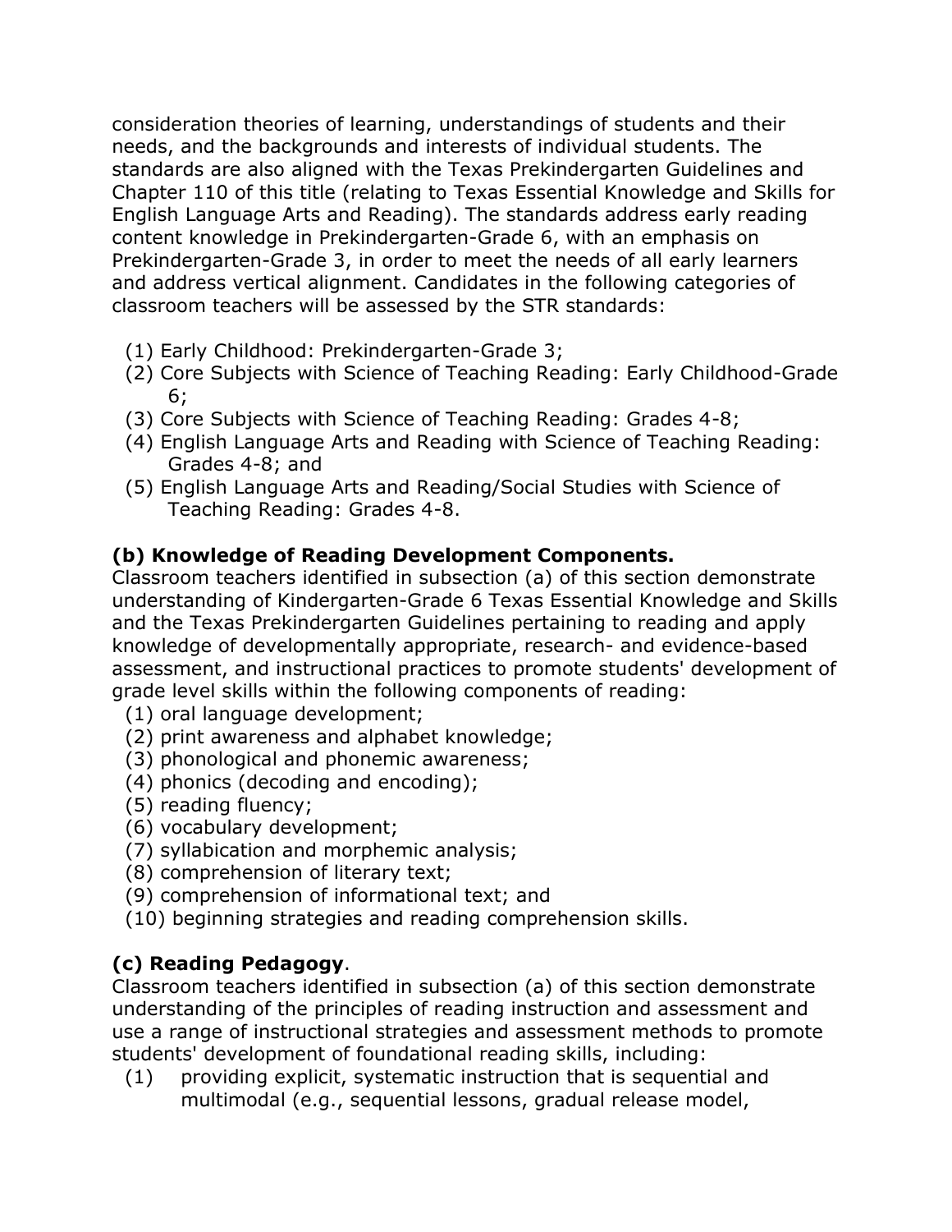consideration theories of learning, understandings of students and their needs, and the backgrounds and interests of individual students. The standards are also aligned with the Texas Prekindergarten Guidelines and Chapter 110 of this title (relating to Texas Essential Knowledge and Skills for English Language Arts and Reading). The standards address early reading content knowledge in Prekindergarten-Grade 6, with an emphasis on Prekindergarten-Grade 3, in order to meet the needs of all early learners and address vertical alignment. Candidates in the following categories of classroom teachers will be assessed by the STR standards:

(1) Early Childhood: Prekindergarten-Grade 3;
(2) Core Subjects with Science of Teaching Reading: Early Childhood-Grade 6;
(3) Core Subjects with Science of Teaching Reading: Grades 4-8;
(4) English Language Arts and Reading with Science of Teaching Reading: Grades 4-8; and
(5) English Language Arts and Reading/Social Studies with Science of Teaching Reading: Grades 4-8.

**(b) Knowledge of Reading Development Components.**
Classroom teachers identified in subsection (a) of this section demonstrate understanding of Kindergarten-Grade 6 Texas Essential Knowledge and Skills and the Texas Prekindergarten Guidelines pertaining to reading and apply knowledge of developmentally appropriate, research- and evidence-based assessment, and instructional practices to promote students' development of grade level skills within the following components of reading:

(1) oral language development;
(2) print awareness and alphabet knowledge;
(3) phonological and phonemic awareness;
(4) phonics (decoding and encoding);
(5) reading fluency;
(6) vocabulary development;
(7) syllabication and morphemic analysis;
(8) comprehension of literary text;
(9) comprehension of informational text; and
(10) beginning strategies and reading comprehension skills.

**(c) Reading Pedagogy**.
Classroom teachers identified in subsection (a) of this section demonstrate understanding of the principles of reading instruction and assessment and use a range of instructional strategies and assessment methods to promote students' development of foundational reading skills, including:

(1) providing explicit, systematic instruction that is sequential and multimodal (e.g., sequential lessons, gradual release model,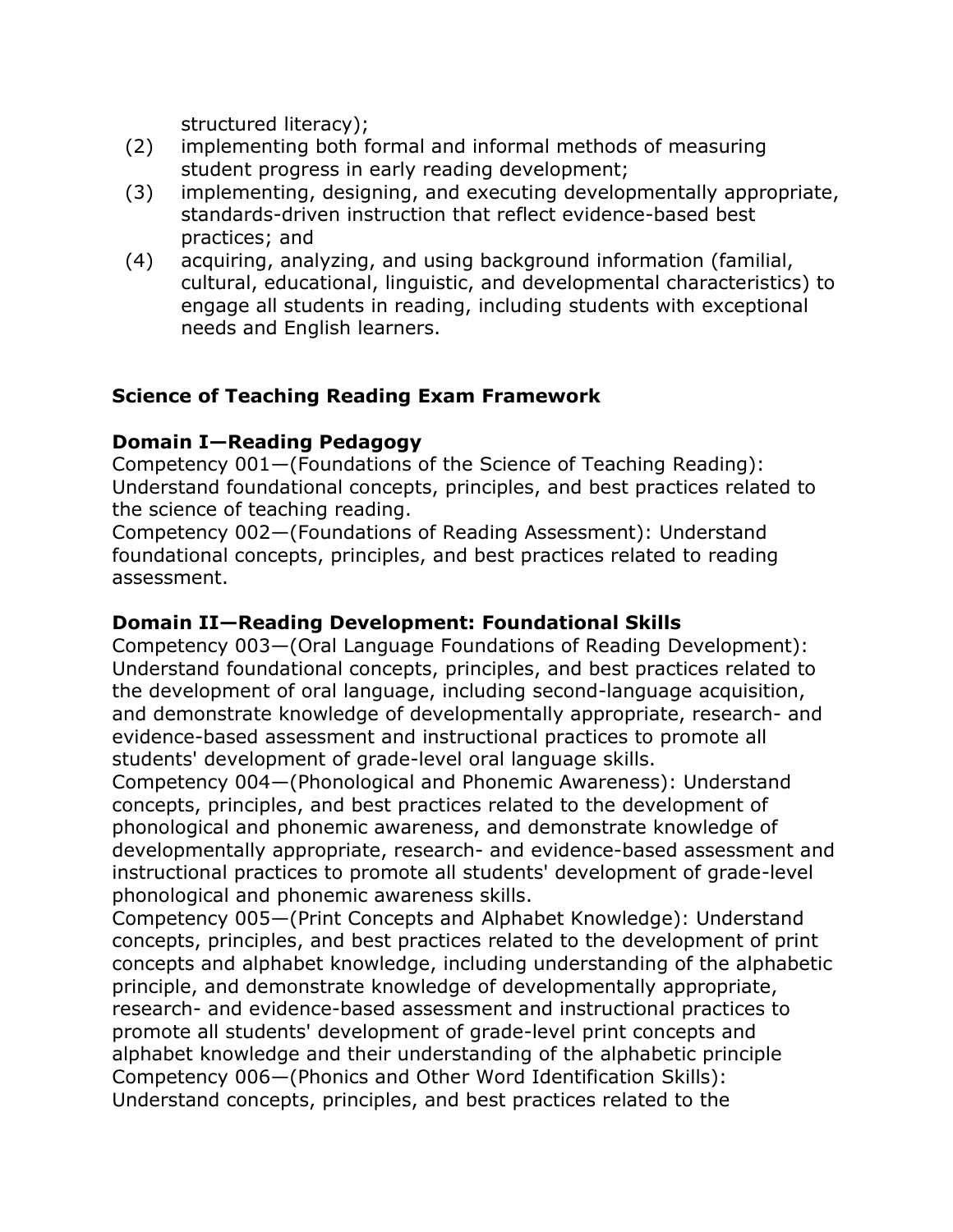structured literacy);

(2) implementing both formal and informal methods of measuring student progress in early reading development;

(3) implementing, designing, and executing developmentally appropriate, standards-driven instruction that reflect evidence-based best practices; and

(4) acquiring, analyzing, and using background information (familial, cultural, educational, linguistic, and developmental characteristics) to engage all students in reading, including students with exceptional needs and English learners.

**Science of Teaching Reading Exam Framework**

**Domain I—Reading Pedagogy**

Competency 001—(Foundations of the Science of Teaching Reading): Understand foundational concepts, principles, and best practices related to the science of teaching reading.

Competency 002—(Foundations of Reading Assessment): Understand foundational concepts, principles, and best practices related to reading assessment.

**Domain II—Reading Development: Foundational Skills**

Competency 003—(Oral Language Foundations of Reading Development): Understand foundational concepts, principles, and best practices related to the development of oral language, including second-language acquisition, and demonstrate knowledge of developmentally appropriate, research- and evidence-based assessment and instructional practices to promote all students' development of grade-level oral language skills.

Competency 004—(Phonological and Phonemic Awareness): Understand concepts, principles, and best practices related to the development of phonological and phonemic awareness, and demonstrate knowledge of developmentally appropriate, research- and evidence-based assessment and instructional practices to promote all students' development of grade-level phonological and phonemic awareness skills.

Competency 005—(Print Concepts and Alphabet Knowledge): Understand concepts, principles, and best practices related to the development of print concepts and alphabet knowledge, including understanding of the alphabetic principle, and demonstrate knowledge of developmentally appropriate, research- and evidence-based assessment and instructional practices to promote all students' development of grade-level print concepts and alphabet knowledge and their understanding of the alphabetic principle

Competency 006—(Phonics and Other Word Identification Skills): Understand concepts, principles, and best practices related to the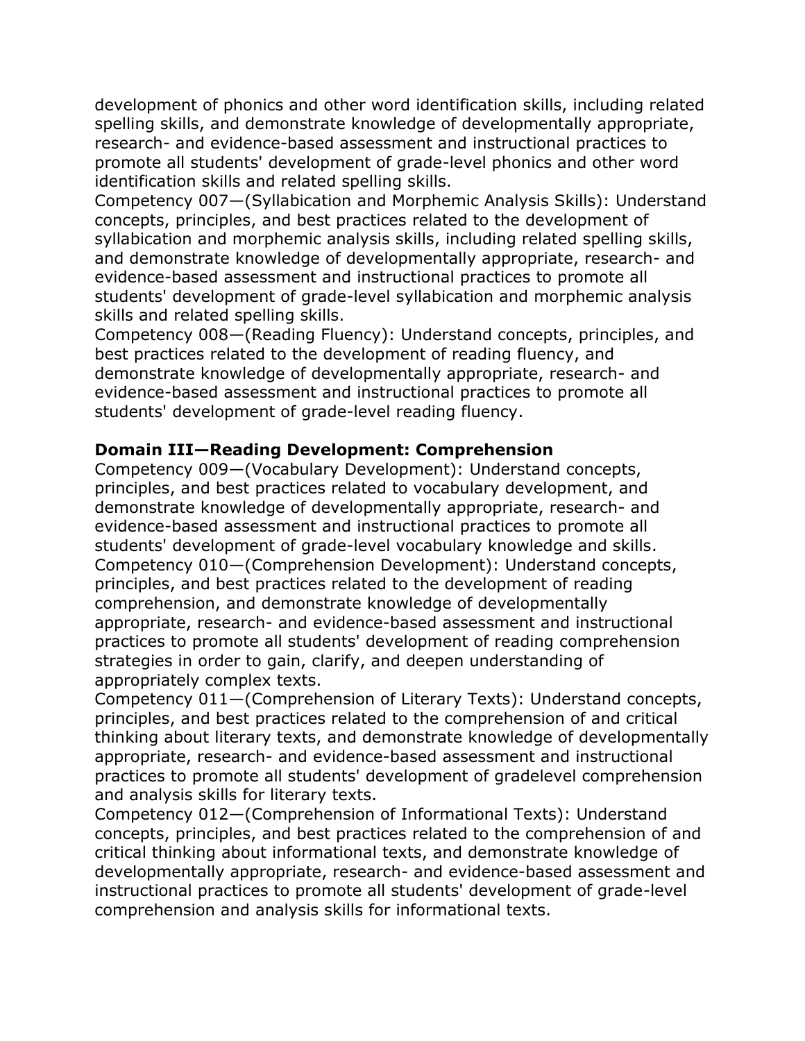development of phonics and other word identification skills, including related spelling skills, and demonstrate knowledge of developmentally appropriate, research- and evidence-based assessment and instructional practices to promote all students' development of grade-level phonics and other word identification skills and related spelling skills.

Competency 007—(Syllabication and Morphemic Analysis Skills): Understand concepts, principles, and best practices related to the development of syllabication and morphemic analysis skills, including related spelling skills, and demonstrate knowledge of developmentally appropriate, research- and evidence-based assessment and instructional practices to promote all students' development of grade-level syllabication and morphemic analysis skills and related spelling skills.

Competency 008—(Reading Fluency): Understand concepts, principles, and best practices related to the development of reading fluency, and demonstrate knowledge of developmentally appropriate, research- and evidence-based assessment and instructional practices to promote all students' development of grade-level reading fluency.

**Domain III—Reading Development: Comprehension**

Competency 009—(Vocabulary Development): Understand concepts, principles, and best practices related to vocabulary development, and demonstrate knowledge of developmentally appropriate, research- and evidence-based assessment and instructional practices to promote all students' development of grade-level vocabulary knowledge and skills.

Competency 010—(Comprehension Development): Understand concepts, principles, and best practices related to the development of reading comprehension, and demonstrate knowledge of developmentally appropriate, research- and evidence-based assessment and instructional practices to promote all students' development of reading comprehension strategies in order to gain, clarify, and deepen understanding of appropriately complex texts.

Competency 011—(Comprehension of Literary Texts): Understand concepts, principles, and best practices related to the comprehension of and critical thinking about literary texts, and demonstrate knowledge of developmentally appropriate, research- and evidence-based assessment and instructional practices to promote all students' development of gradelevel comprehension and analysis skills for literary texts.

Competency 012—(Comprehension of Informational Texts): Understand concepts, principles, and best practices related to the comprehension of and critical thinking about informational texts, and demonstrate knowledge of developmentally appropriate, research- and evidence-based assessment and instructional practices to promote all students' development of grade-level comprehension and analysis skills for informational texts.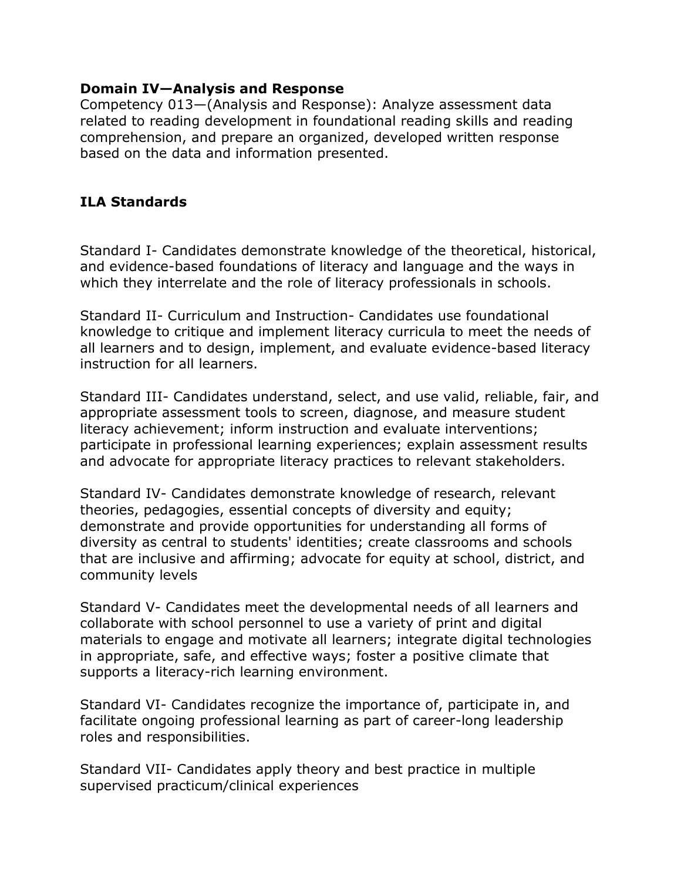**Domain IV—Analysis and Response**

Competency 013—(Analysis and Response): Analyze assessment data related to reading development in foundational reading skills and reading comprehension, and prepare an organized, developed written response based on the data and information presented.

**ILA Standards**

Standard I- Candidates demonstrate knowledge of the theoretical, historical, and evidence-based foundations of literacy and language and the ways in which they interrelate and the role of literacy professionals in schools.

Standard II- Curriculum and Instruction- Candidates use foundational knowledge to critique and implement literacy curricula to meet the needs of all learners and to design, implement, and evaluate evidence-based literacy instruction for all learners.

Standard III- Candidates understand, select, and use valid, reliable, fair, and appropriate assessment tools to screen, diagnose, and measure student literacy achievement; inform instruction and evaluate interventions; participate in professional learning experiences; explain assessment results and advocate for appropriate literacy practices to relevant stakeholders.

Standard IV- Candidates demonstrate knowledge of research, relevant theories, pedagogies, essential concepts of diversity and equity; demonstrate and provide opportunities for understanding all forms of diversity as central to students' identities; create classrooms and schools that are inclusive and affirming; advocate for equity at school, district, and community levels

Standard V- Candidates meet the developmental needs of all learners and collaborate with school personnel to use a variety of print and digital materials to engage and motivate all learners; integrate digital technologies in appropriate, safe, and effective ways; foster a positive climate that supports a literacy-rich learning environment.

Standard VI- Candidates recognize the importance of, participate in, and facilitate ongoing professional learning as part of career-long leadership roles and responsibilities.

Standard VII- Candidates apply theory and best practice in multiple supervised practicum/clinical experiences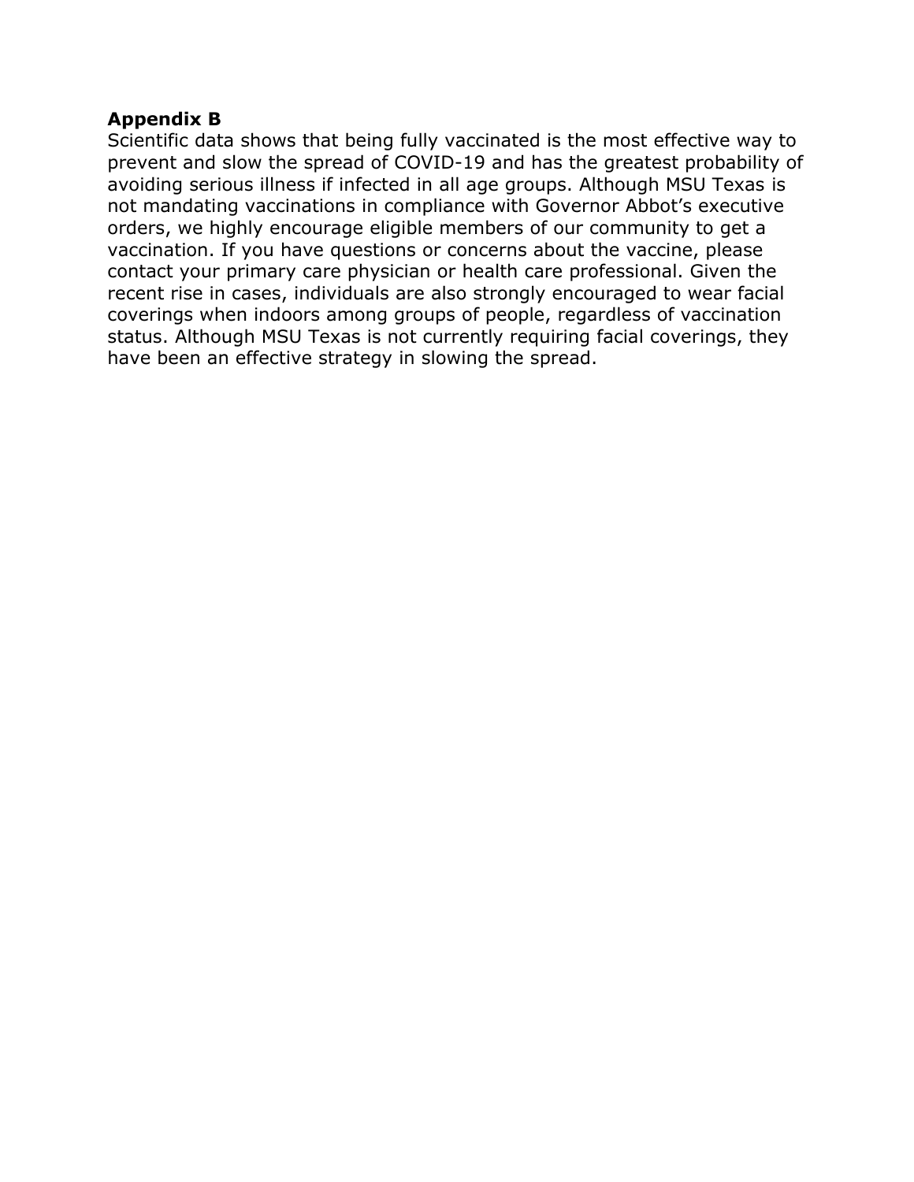## Appendix B

Scientific data shows that being fully vaccinated is the most effective way to prevent and slow the spread of COVID-19 and has the greatest probability of avoiding serious illness if infected in all age groups. Although MSU Texas is not mandating vaccinations in compliance with Governor Abbot's executive orders, we highly encourage eligible members of our community to get a vaccination. If you have questions or concerns about the vaccine, please contact your primary care physician or health care professional. Given the recent rise in cases, individuals are also strongly encouraged to wear facial coverings when indoors among groups of people, regardless of vaccination status. Although MSU Texas is not currently requiring facial coverings, they have been an effective strategy in slowing the spread.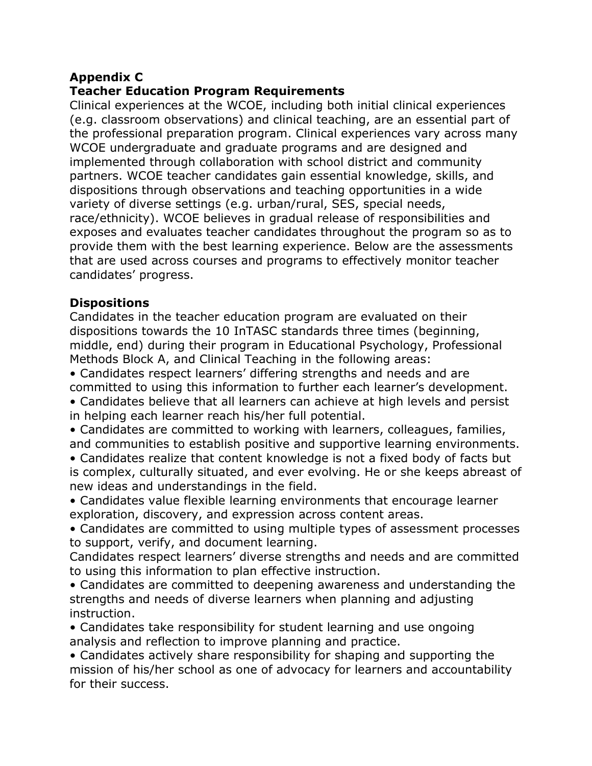**Appendix C**
**Teacher Education Program Requirements**

Clinical experiences at the WCOE, including both initial clinical experiences (e.g. classroom observations) and clinical teaching, are an essential part of the professional preparation program. Clinical experiences vary across many WCOE undergraduate and graduate programs and are designed and implemented through collaboration with school district and community partners. WCOE teacher candidates gain essential knowledge, skills, and dispositions through observations and teaching opportunities in a wide variety of diverse settings (e.g. urban/rural, SES, special needs, race/ethnicity). WCOE believes in gradual release of responsibilities and exposes and evaluates teacher candidates throughout the program so as to provide them with the best learning experience. Below are the assessments that are used across courses and programs to effectively monitor teacher candidates' progress.

**Dispositions**

Candidates in the teacher education program are evaluated on their dispositions towards the 10 InTASC standards three times (beginning, middle, end) during their program in Educational Psychology, Professional Methods Block A, and Clinical Teaching in the following areas:

- Candidates respect learners' differing strengths and needs and are committed to using this information to further each learner's development.
- Candidates believe that all learners can achieve at high levels and persist in helping each learner reach his/her full potential.
- Candidates are committed to working with learners, colleagues, families, and communities to establish positive and supportive learning environments.
- Candidates realize that content knowledge is not a fixed body of facts but is complex, culturally situated, and ever evolving. He or she keeps abreast of new ideas and understandings in the field.
- Candidates value flexible learning environments that encourage learner exploration, discovery, and expression across content areas.
- Candidates are committed to using multiple types of assessment processes to support, verify, and document learning.

Candidates respect learners' diverse strengths and needs and are committed to using this information to plan effective instruction.

- Candidates are committed to deepening awareness and understanding the strengths and needs of diverse learners when planning and adjusting instruction.
- Candidates take responsibility for student learning and use ongoing analysis and reflection to improve planning and practice.
- Candidates actively share responsibility for shaping and supporting the mission of his/her school as one of advocacy for learners and accountability for their success.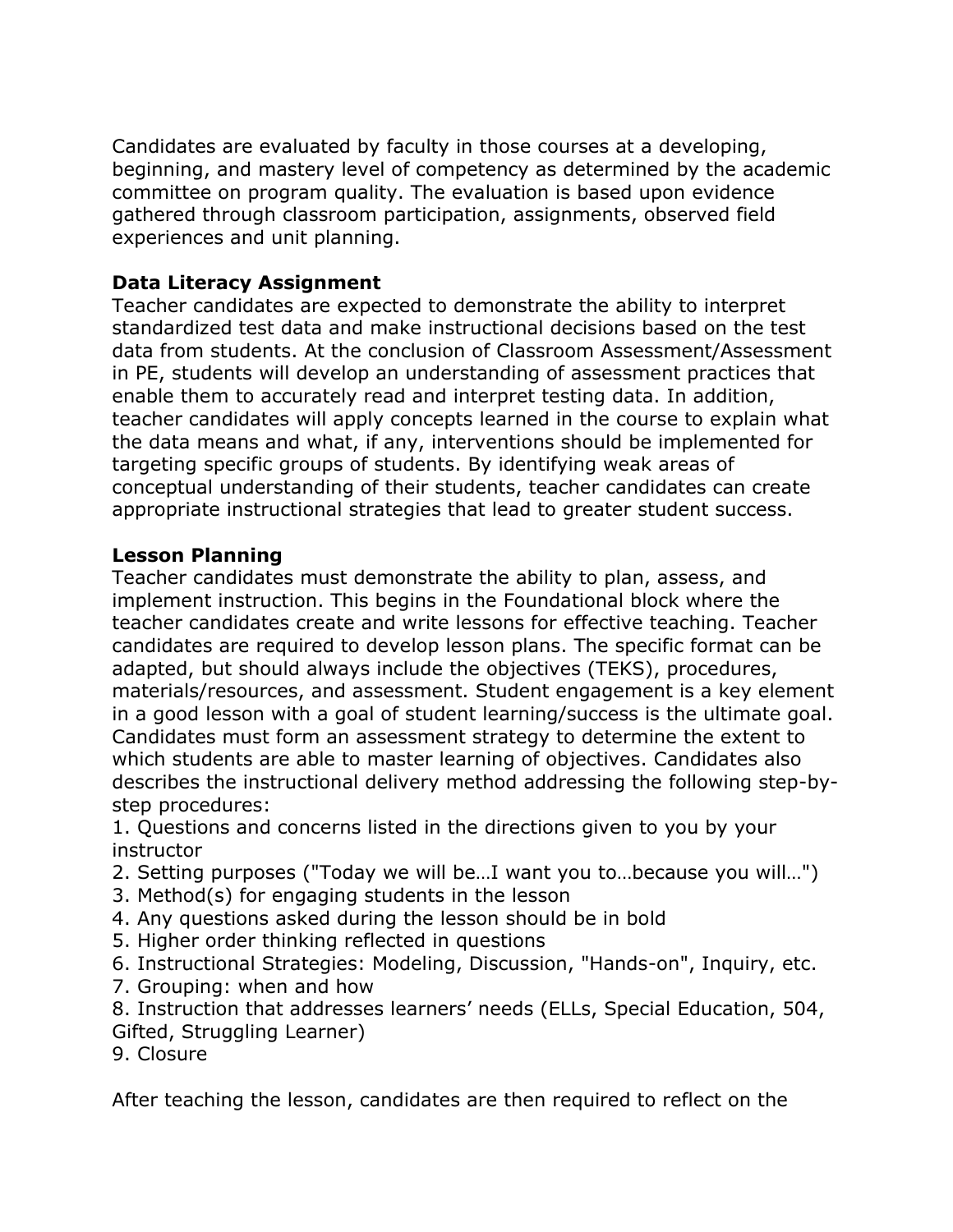Candidates are evaluated by faculty in those courses at a developing, beginning, and mastery level of competency as determined by the academic committee on program quality. The evaluation is based upon evidence gathered through classroom participation, assignments, observed field experiences and unit planning.

**Data Literacy Assignment**
Teacher candidates are expected to demonstrate the ability to interpret standardized test data and make instructional decisions based on the test data from students. At the conclusion of Classroom Assessment/Assessment in PE, students will develop an understanding of assessment practices that enable them to accurately read and interpret testing data. In addition, teacher candidates will apply concepts learned in the course to explain what the data means and what, if any, interventions should be implemented for targeting specific groups of students. By identifying weak areas of conceptual understanding of their students, teacher candidates can create appropriate instructional strategies that lead to greater student success.

**Lesson Planning**
Teacher candidates must demonstrate the ability to plan, assess, and implement instruction. This begins in the Foundational block where the teacher candidates create and write lessons for effective teaching. Teacher candidates are required to develop lesson plans. The specific format can be adapted, but should always include the objectives (TEKS), procedures, materials/resources, and assessment. Student engagement is a key element in a good lesson with a goal of student learning/success is the ultimate goal. Candidates must form an assessment strategy to determine the extent to which students are able to master learning of objectives. Candidates also describes the instructional delivery method addressing the following step-by-step procedures:

1. Questions and concerns listed in the directions given to you by your instructor
2. Setting purposes ("Today we will be…I want you to…because you will…")
3. Method(s) for engaging students in the lesson
4. Any questions asked during the lesson should be in bold
5. Higher order thinking reflected in questions
6. Instructional Strategies: Modeling, Discussion, "Hands-on", Inquiry, etc.
7. Grouping: when and how
8. Instruction that addresses learners' needs (ELLs, Special Education, 504, Gifted, Struggling Learner)
9. Closure

After teaching the lesson, candidates are then required to reflect on the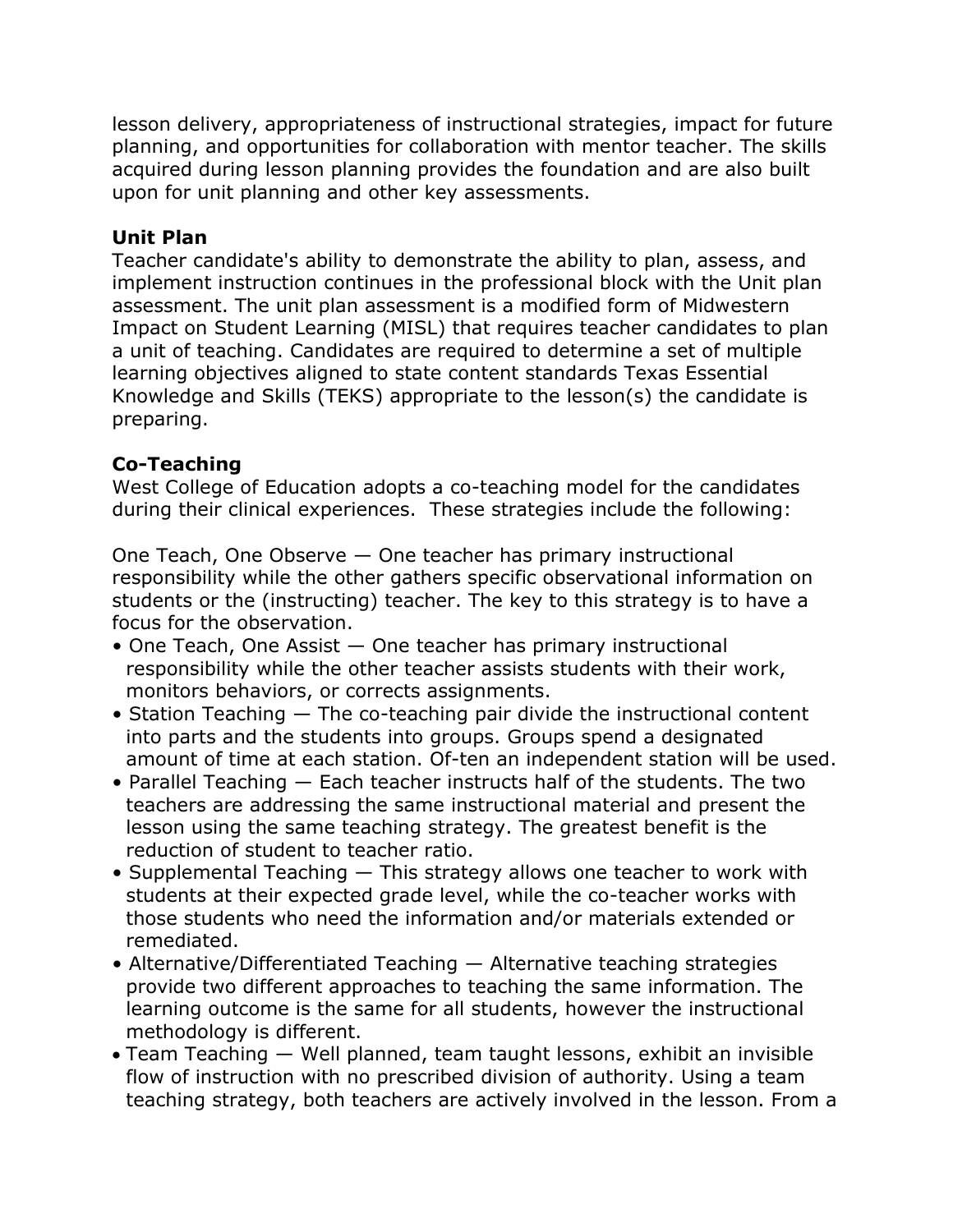lesson delivery, appropriateness of instructional strategies, impact for future planning, and opportunities for collaboration with mentor teacher. The skills acquired during lesson planning provides the foundation and are also built upon for unit planning and other key assessments.

**Unit Plan**

Teacher candidate's ability to demonstrate the ability to plan, assess, and implement instruction continues in the professional block with the Unit plan assessment. The unit plan assessment is a modified form of Midwestern Impact on Student Learning (MISL) that requires teacher candidates to plan a unit of teaching. Candidates are required to determine a set of multiple learning objectives aligned to state content standards Texas Essential Knowledge and Skills (TEKS) appropriate to the lesson(s) the candidate is preparing.

**Co-Teaching**

West College of Education adopts a co-teaching model for the candidates during their clinical experiences. These strategies include the following:

One Teach, One Observe — One teacher has primary instructional responsibility while the other gathers specific observational information on students or the (instructing) teacher. The key to this strategy is to have a focus for the observation.

- One Teach, One Assist — One teacher has primary instructional responsibility while the other teacher assists students with their work, monitors behaviors, or corrects assignments.
- Station Teaching — The co-teaching pair divide the instructional content into parts and the students into groups. Groups spend a designated amount of time at each station. Of-ten an independent station will be used.
- Parallel Teaching — Each teacher instructs half of the students. The two teachers are addressing the same instructional material and present the lesson using the same teaching strategy. The greatest benefit is the reduction of student to teacher ratio.
- Supplemental Teaching — This strategy allows one teacher to work with students at their expected grade level, while the co-teacher works with those students who need the information and/or materials extended or remediated.
- Alternative/Differentiated Teaching — Alternative teaching strategies provide two different approaches to teaching the same information. The learning outcome is the same for all students, however the instructional methodology is different.
- Team Teaching — Well planned, team taught lessons, exhibit an invisible flow of instruction with no prescribed division of authority. Using a team teaching strategy, both teachers are actively involved in the lesson. From a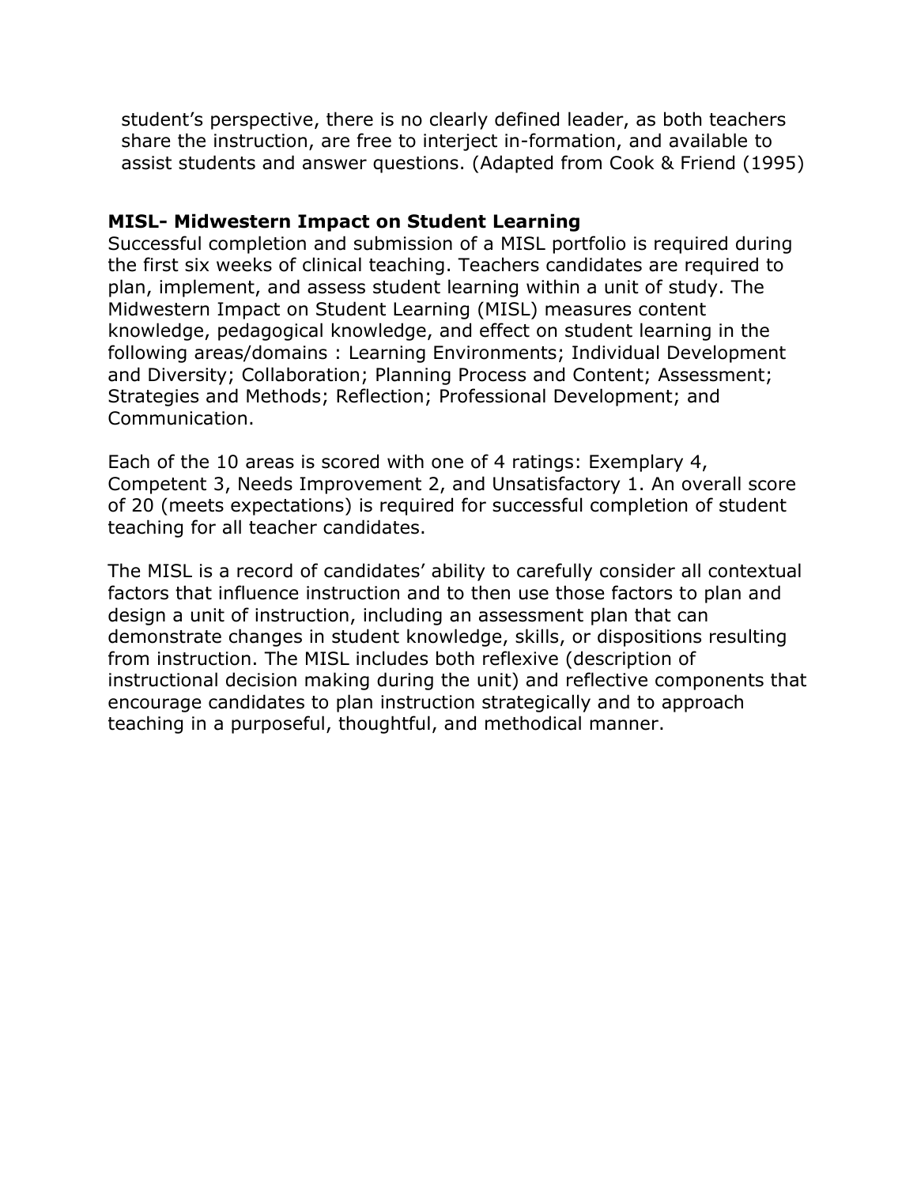student's perspective, there is no clearly defined leader, as both teachers share the instruction, are free to interject in-formation, and available to assist students and answer questions. (Adapted from Cook & Friend (1995)

**MISL- Midwestern Impact on Student Learning**

Successful completion and submission of a MISL portfolio is required during the first six weeks of clinical teaching. Teachers candidates are required to plan, implement, and assess student learning within a unit of study. The Midwestern Impact on Student Learning (MISL) measures content knowledge, pedagogical knowledge, and effect on student learning in the following areas/domains : Learning Environments; Individual Development and Diversity; Collaboration; Planning Process and Content; Assessment; Strategies and Methods; Reflection; Professional Development; and Communication.

Each of the 10 areas is scored with one of 4 ratings: Exemplary 4, Competent 3, Needs Improvement 2, and Unsatisfactory 1. An overall score of 20 (meets expectations) is required for successful completion of student teaching for all teacher candidates.

The MISL is a record of candidates' ability to carefully consider all contextual factors that influence instruction and to then use those factors to plan and design a unit of instruction, including an assessment plan that can demonstrate changes in student knowledge, skills, or dispositions resulting from instruction. The MISL includes both reflexive (description of instructional decision making during the unit) and reflective components that encourage candidates to plan instruction strategically and to approach teaching in a purposeful, thoughtful, and methodical manner.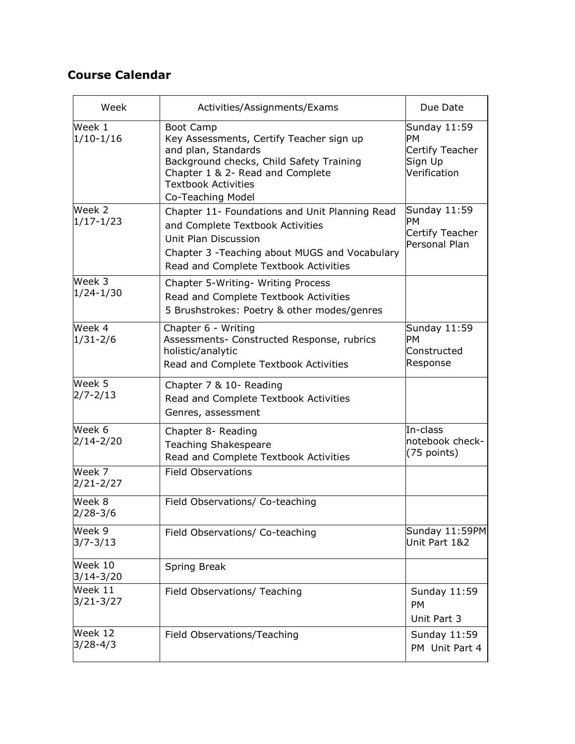## Course Calendar

| Week | Activities/Assignments/Exams | Due Date |
|---|---|---|
| Week 1 1/10-1/16 | Boot Camp<br>Key Assessments, Certify Teacher sign up and plan, Standards<br>Background checks, Child Safety Training<br>Chapter 1 & 2- Read and Complete Textbook Activities<br>Co-Teaching Model | Sunday 11:59 PM<br>Certify Teacher Sign Up Verification |
| Week 2 1/17-1/23 | Chapter 11- Foundations and Unit Planning Read and Complete Textbook Activities<br>Unit Plan Discussion<br>Chapter 3 -Teaching about MUGS and Vocabulary Read and Complete Textbook Activities | Sunday 11:59 PM<br>Certify Teacher Personal Plan |
| Week 3 1/24-1/30 | Chapter 5-Writing- Writing Process<br>Read and Complete Textbook Activities<br>5 Brushstrokes: Poetry & other modes/genres | |
| Week 4 1/31-2/6 | Chapter 6 - Writing<br>Assessments- Constructed Response, rubrics holistic/analytic<br>Read and Complete Textbook Activities | Sunday 11:59 PM<br>Constructed Response |
| Week 5 2/7-2/13 | Chapter 7 & 10- Reading<br>Read and Complete Textbook Activities<br>Genres, assessment | |
| Week 6 2/14-2/20 | Chapter 8- Reading<br>Teaching Shakespeare<br>Read and Complete Textbook Activities | In-class notebook check- (75 points) |
| Week 7 2/21-2/27 | Field Observations | |
| Week 8 2/28-3/6 | Field Observations/ Co-teaching | |
| Week 9 3/7-3/13 | Field Observations/ Co-teaching | Sunday 11:59PM Unit Part 1&2 |
| Week 10 3/14-3/20 | Spring Break | |
| Week 11 3/21-3/27 | Field Observations/ Teaching | Sunday 11:59 PM<br>Unit Part 3 |
| Week 12 3/28-4/3 | Field Observations/Teaching | Sunday 11:59 PM Unit Part 4 |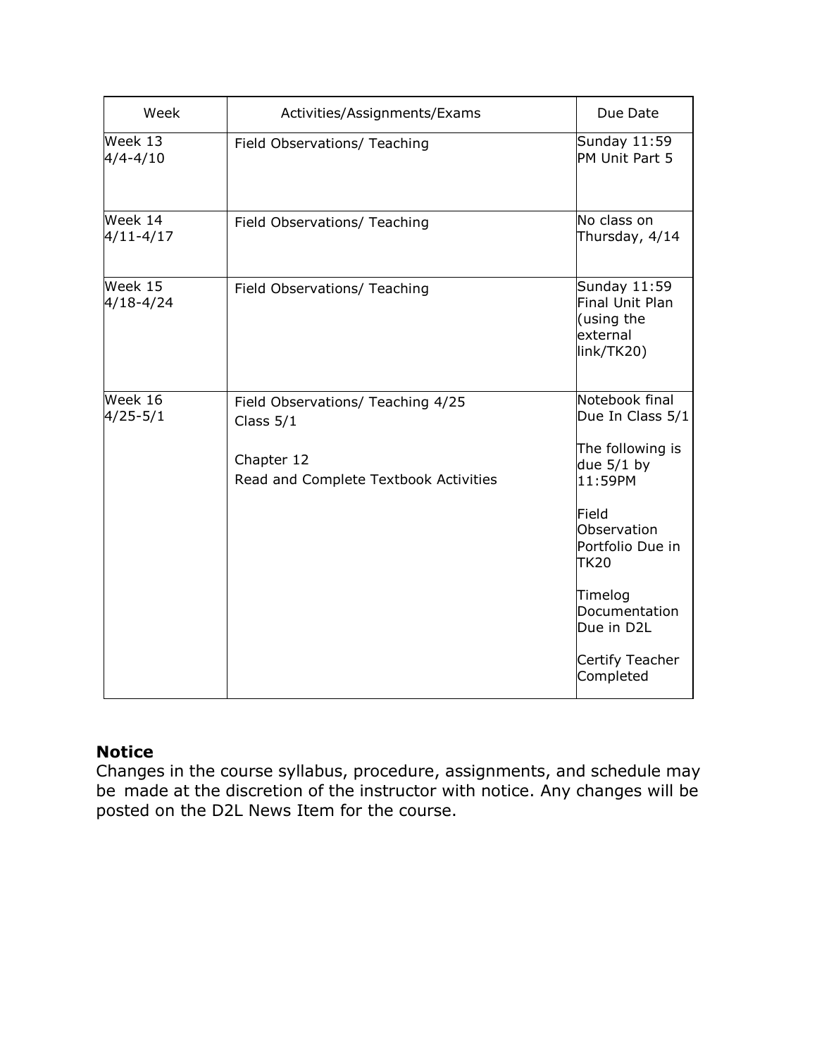| Week | Activities/Assignments/Exams | Due Date |
|---|---|---|
| Week 13 4/4-4/10 | Field Observations/ Teaching | Sunday 11:59 PM Unit Part 5 |
| Week 14 4/11-4/17 | Field Observations/ Teaching | No class on Thursday, 4/14 |
| Week 15 4/18-4/24 | Field Observations/ Teaching | Sunday 11:59 Final Unit Plan (using the external link/TK20) |
| Week 16 4/25-5/1 | Field Observations/ Teaching 4/25<br>Class 5/1<br><br>Chapter 12<br>Read and Complete Textbook Activities | Notebook final Due In Class 5/1<br><br>The following is due 5/1 by 11:59PM<br><br>Field Observation Portfolio Due in TK20<br><br>Timelog Documentation Due in D2L<br><br>Certify Teacher Completed |

**Notice**

Changes in the course syllabus, procedure, assignments, and schedule may be made at the discretion of the instructor with notice. Any changes will be posted on the D2L News Item for the course.